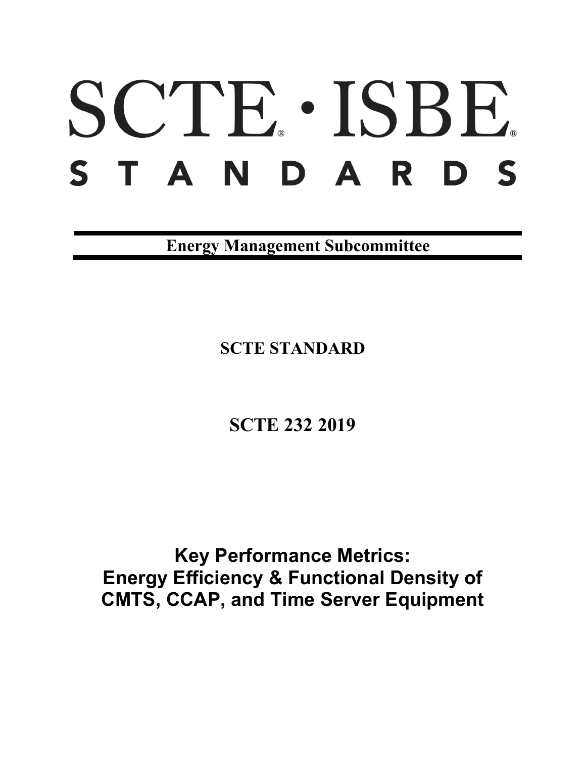# SCTE · ISBE

## STANDARDS

**Energy Management Subcommittee**

**SCTE STANDARD**

**SCTE 232 2019**

# Key Performance Metrics: Energy Efficiency & Functional Density of CMTS, CCAP, and Time Server Equipment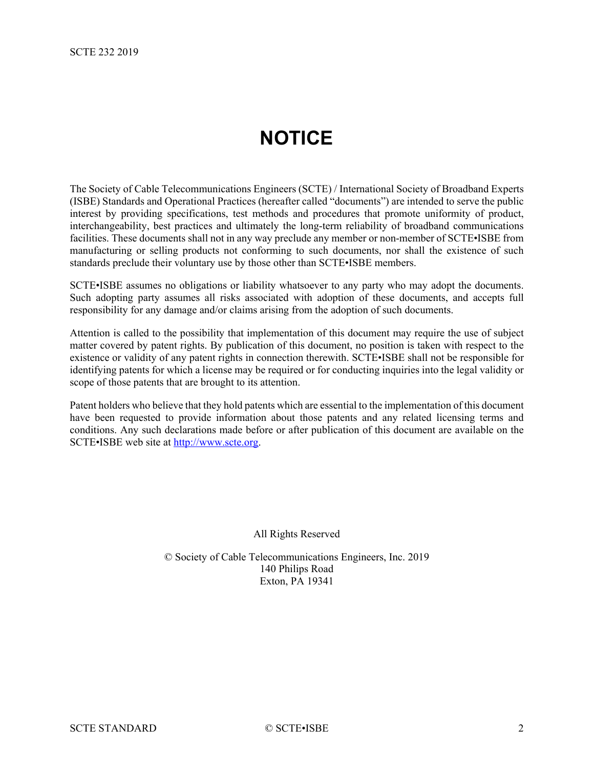# NOTICE

The Society of Cable Telecommunications Engineers (SCTE) / International Society of Broadband Experts (ISBE) Standards and Operational Practices (hereafter called "documents") are intended to serve the public interest by providing specifications, test methods and procedures that promote uniformity of product, interchangeability, best practices and ultimately the long-term reliability of broadband communications facilities. These documents shall not in any way preclude any member or non-member of SCTE•ISBE from manufacturing or selling products not conforming to such documents, nor shall the existence of such standards preclude their voluntary use by those other than SCTE•ISBE members.

SCTE•ISBE assumes no obligations or liability whatsoever to any party who may adopt the documents. Such adopting party assumes all risks associated with adoption of these documents, and accepts full responsibility for any damage and/or claims arising from the adoption of such documents.

Attention is called to the possibility that implementation of this document may require the use of subject matter covered by patent rights. By publication of this document, no position is taken with respect to the existence or validity of any patent rights in connection therewith. SCTE•ISBE shall not be responsible for identifying patents for which a license may be required or for conducting inquiries into the legal validity or scope of those patents that are brought to its attention.

Patent holders who believe that they hold patents which are essential to the implementation of this document have been requested to provide information about those patents and any related licensing terms and conditions. Any such declarations made before or after publication of this document are available on the SCTE•ISBE web site at http://www.scte.org.

All Rights Reserved

© Society of Cable Telecommunications Engineers, Inc. 2019
140 Philips Road
Exton, PA 19341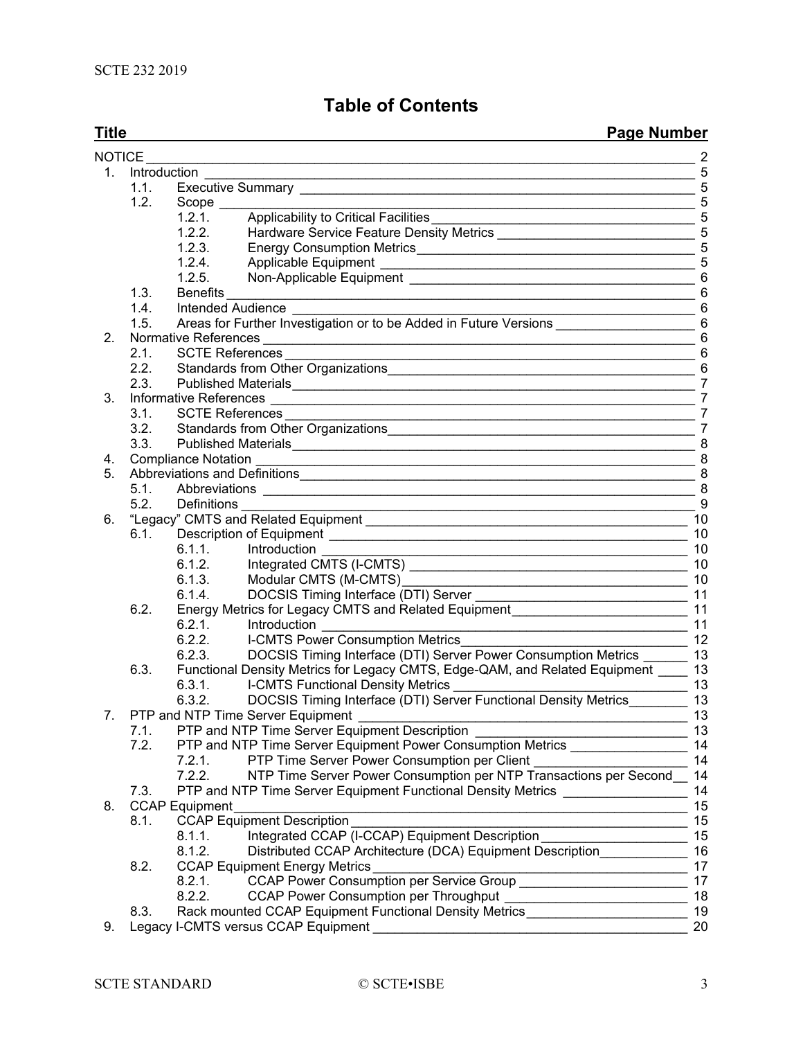# Table of Contents

| Title | Page Number |
|---|---|
| NOTICE | 2 |
| 1. Introduction | 5 |
| 1.1. Executive Summary | 5 |
| 1.2. Scope | 5 |
| 1.2.1. Applicability to Critical Facilities | 5 |
| 1.2.2. Hardware Service Feature Density Metrics | 5 |
| 1.2.3. Energy Consumption Metrics | 5 |
| 1.2.4. Applicable Equipment | 5 |
| 1.2.5. Non-Applicable Equipment | 6 |
| 1.3. Benefits | 6 |
| 1.4. Intended Audience | 6 |
| 1.5. Areas for Further Investigation or to be Added in Future Versions | 6 |
| 2. Normative References | 6 |
| 2.1. SCTE References | 6 |
| 2.2. Standards from Other Organizations | 6 |
| 2.3. Published Materials | 7 |
| 3. Informative References | 7 |
| 3.1. SCTE References | 7 |
| 3.2. Standards from Other Organizations | 7 |
| 3.3. Published Materials | 8 |
| 4. Compliance Notation | 8 |
| 5. Abbreviations and Definitions | 8 |
| 5.1. Abbreviations | 8 |
| 5.2. Definitions | 9 |
| 6. "Legacy" CMTS and Related Equipment | 10 |
| 6.1. Description of Equipment | 10 |
| 6.1.1. Introduction | 10 |
| 6.1.2. Integrated CMTS (I-CMTS) | 10 |
| 6.1.3. Modular CMTS (M-CMTS) | 10 |
| 6.1.4. DOCSIS Timing Interface (DTI) Server | 11 |
| 6.2. Energy Metrics for Legacy CMTS and Related Equipment | 11 |
| 6.2.1. Introduction | 11 |
| 6.2.2. I-CMTS Power Consumption Metrics | 12 |
| 6.2.3. DOCSIS Timing Interface (DTI) Server Power Consumption Metrics | 13 |
| 6.3. Functional Density Metrics for Legacy CMTS, Edge-QAM, and Related Equipment | 13 |
| 6.3.1. I-CMTS Functional Density Metrics | 13 |
| 6.3.2. DOCSIS Timing Interface (DTI) Server Functional Density Metrics | 13 |
| 7. PTP and NTP Time Server Equipment | 13 |
| 7.1. PTP and NTP Time Server Equipment Description | 13 |
| 7.2. PTP and NTP Time Server Equipment Power Consumption Metrics | 14 |
| 7.2.1. PTP Time Server Power Consumption per Client | 14 |
| 7.2.2. NTP Time Server Power Consumption per NTP Transactions per Second | 14 |
| 7.3. PTP and NTP Time Server Equipment Functional Density Metrics | 14 |
| 8. CCAP Equipment | 15 |
| 8.1. CCAP Equipment Description | 15 |
| 8.1.1. Integrated CCAP (I-CCAP) Equipment Description | 15 |
| 8.1.2. Distributed CCAP Architecture (DCA) Equipment Description | 16 |
| 8.2. CCAP Equipment Energy Metrics | 17 |
| 8.2.1. CCAP Power Consumption per Service Group | 17 |
| 8.2.2. CCAP Power Consumption per Throughput | 18 |
| 8.3. Rack mounted CCAP Equipment Functional Density Metrics | 19 |
| 9. Legacy I-CMTS versus CCAP Equipment | 20 |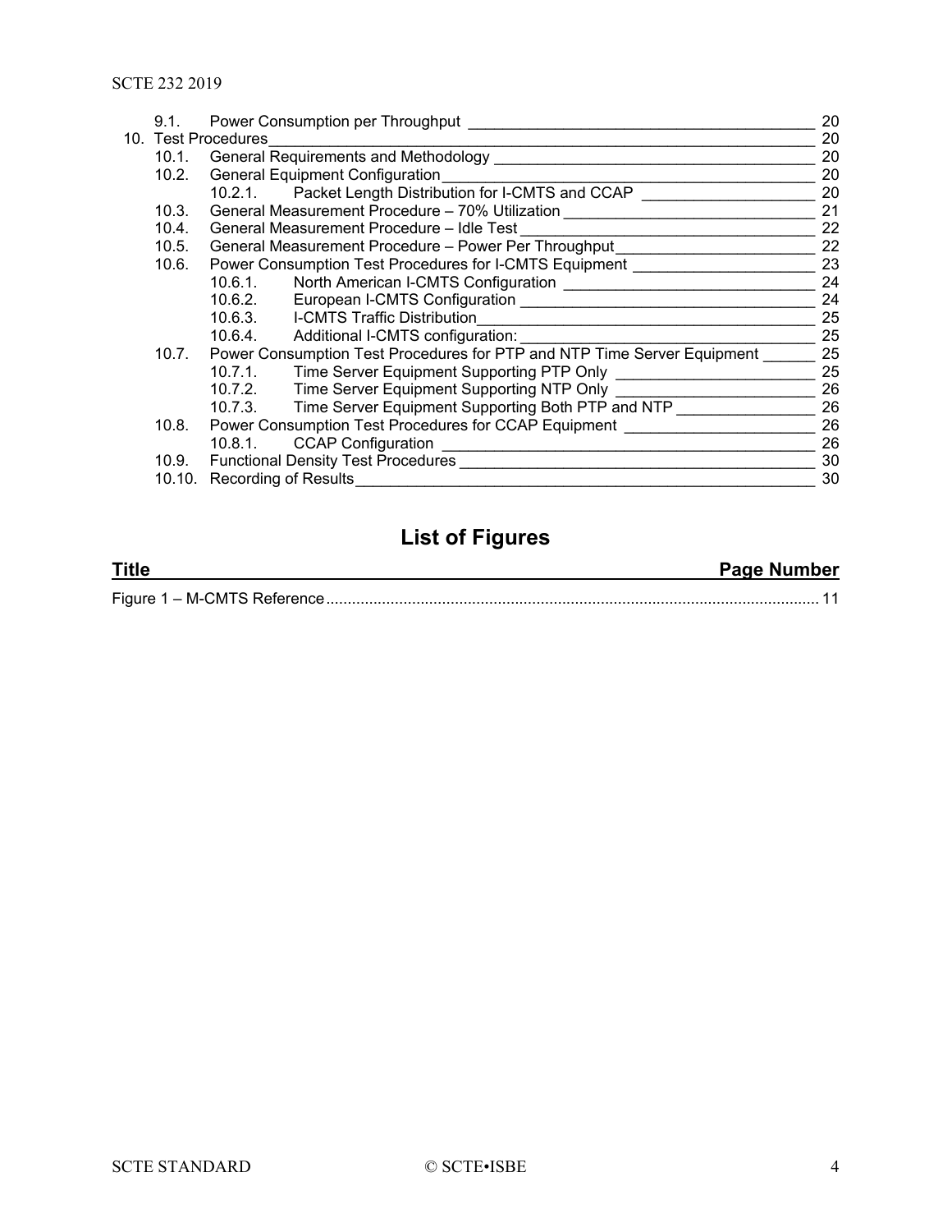9.1. Power Consumption per Throughput ............ 20
10. Test Procedures ............ 20
10.1. General Requirements and Methodology ............ 20
10.2. General Equipment Configuration ............ 20
10.2.1. Packet Length Distribution for I-CMTS and CCAP ............ 20
10.3. General Measurement Procedure – 70% Utilization ............ 21
10.4. General Measurement Procedure – Idle Test ............ 22
10.5. General Measurement Procedure – Power Per Throughput ............ 22
10.6. Power Consumption Test Procedures for I-CMTS Equipment ............ 23
10.6.1. North American I-CMTS Configuration ............ 24
10.6.2. European I-CMTS Configuration ............ 24
10.6.3. I-CMTS Traffic Distribution ............ 25
10.6.4. Additional I-CMTS configuration: ............ 25
10.7. Power Consumption Test Procedures for PTP and NTP Time Server Equipment ............ 25
10.7.1. Time Server Equipment Supporting PTP Only ............ 25
10.7.2. Time Server Equipment Supporting NTP Only ............ 26
10.7.3. Time Server Equipment Supporting Both PTP and NTP ............ 26
10.8. Power Consumption Test Procedures for CCAP Equipment ............ 26
10.8.1. CCAP Configuration ............ 26
10.9. Functional Density Test Procedures ............ 30
10.10. Recording of Results ............ 30

## List of Figures

| Title | Page Number |
| --- | --- |
| Figure 1 – M-CMTS Reference | 11 |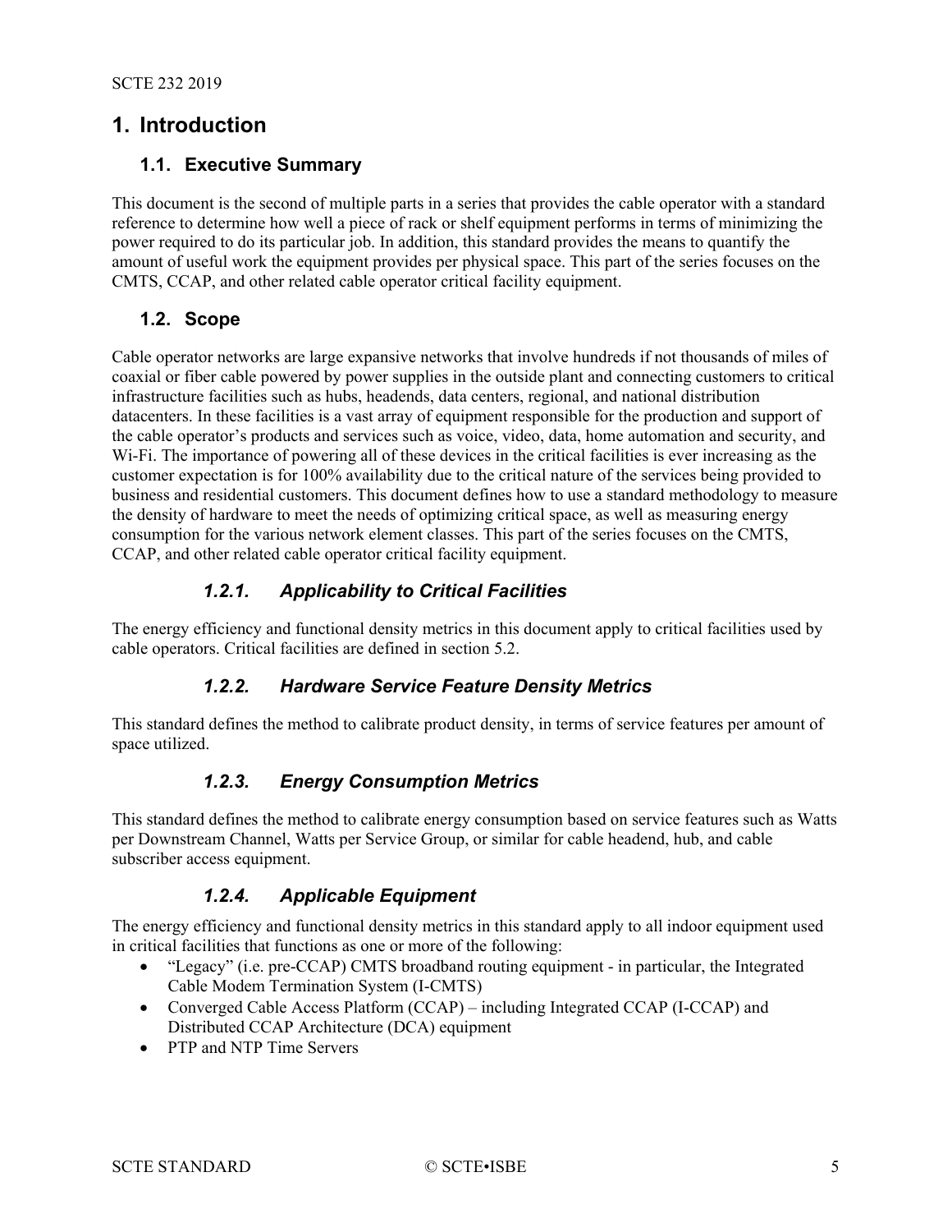# 1. Introduction

## 1.1. Executive Summary

This document is the second of multiple parts in a series that provides the cable operator with a standard reference to determine how well a piece of rack or shelf equipment performs in terms of minimizing the power required to do its particular job. In addition, this standard provides the means to quantify the amount of useful work the equipment provides per physical space. This part of the series focuses on the CMTS, CCAP, and other related cable operator critical facility equipment.

## 1.2. Scope

Cable operator networks are large expansive networks that involve hundreds if not thousands of miles of coaxial or fiber cable powered by power supplies in the outside plant and connecting customers to critical infrastructure facilities such as hubs, headends, data centers, regional, and national distribution datacenters. In these facilities is a vast array of equipment responsible for the production and support of the cable operator's products and services such as voice, video, data, home automation and security, and Wi-Fi. The importance of powering all of these devices in the critical facilities is ever increasing as the customer expectation is for 100% availability due to the critical nature of the services being provided to business and residential customers. This document defines how to use a standard methodology to measure the density of hardware to meet the needs of optimizing critical space, as well as measuring energy consumption for the various network element classes. This part of the series focuses on the CMTS, CCAP, and other related cable operator critical facility equipment.

### *1.2.1. Applicability to Critical Facilities*

The energy efficiency and functional density metrics in this document apply to critical facilities used by cable operators. Critical facilities are defined in section 5.2.

### *1.2.2. Hardware Service Feature Density Metrics*

This standard defines the method to calibrate product density, in terms of service features per amount of space utilized.

### *1.2.3. Energy Consumption Metrics*

This standard defines the method to calibrate energy consumption based on service features such as Watts per Downstream Channel, Watts per Service Group, or similar for cable headend, hub, and cable subscriber access equipment.

### *1.2.4. Applicable Equipment*

The energy efficiency and functional density metrics in this standard apply to all indoor equipment used in critical facilities that functions as one or more of the following:

- "Legacy" (i.e. pre-CCAP) CMTS broadband routing equipment - in particular, the Integrated Cable Modem Termination System (I-CMTS)
- Converged Cable Access Platform (CCAP) – including Integrated CCAP (I-CCAP) and Distributed CCAP Architecture (DCA) equipment
- PTP and NTP Time Servers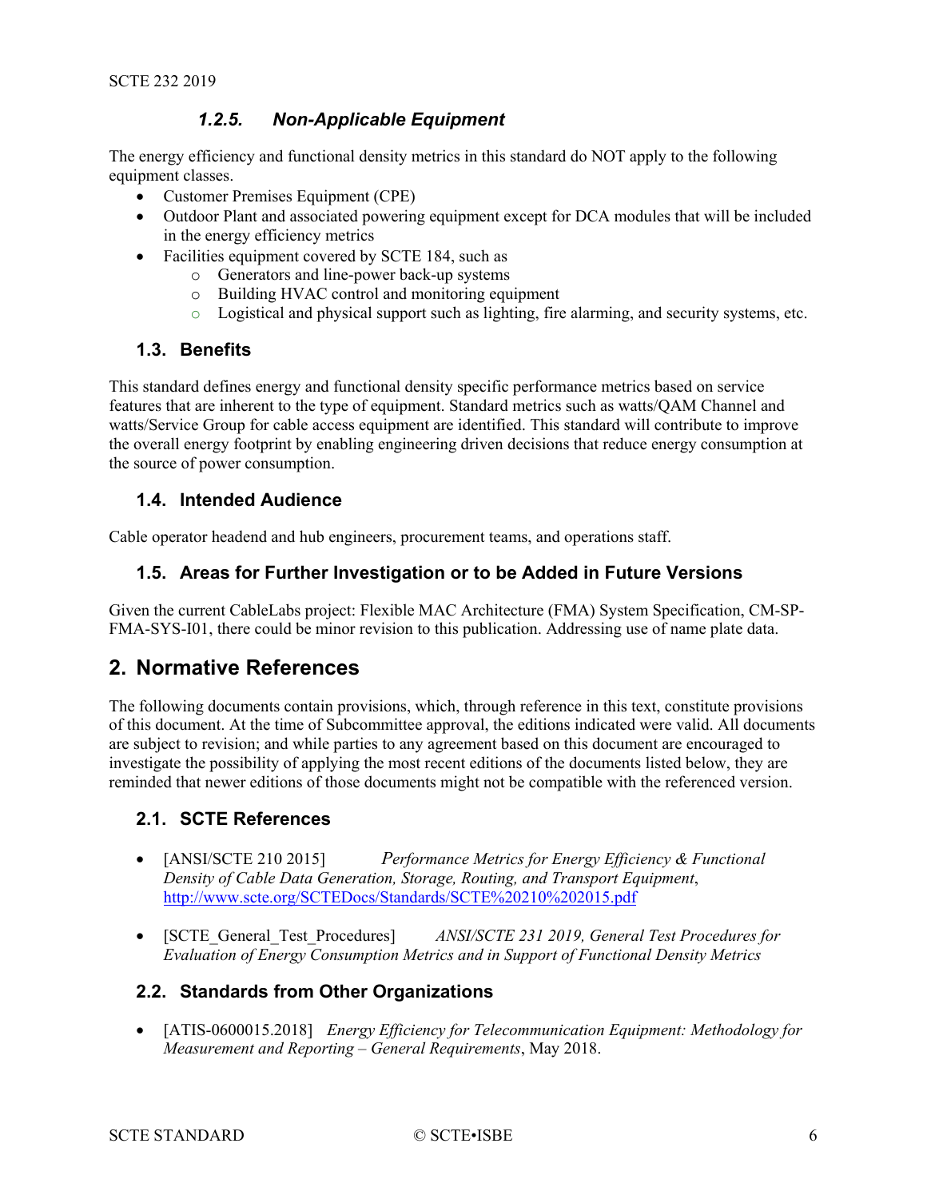### *1.2.5. Non-Applicable Equipment*

The energy efficiency and functional density metrics in this standard do NOT apply to the following equipment classes.

- Customer Premises Equipment (CPE)
- Outdoor Plant and associated powering equipment except for DCA modules that will be included in the energy efficiency metrics
- Facilities equipment covered by SCTE 184, such as
  - Generators and line-power back-up systems
  - Building HVAC control and monitoring equipment
  - Logistical and physical support such as lighting, fire alarming, and security systems, etc.

## 1.3. Benefits

This standard defines energy and functional density specific performance metrics based on service features that are inherent to the type of equipment. Standard metrics such as watts/QAM Channel and watts/Service Group for cable access equipment are identified. This standard will contribute to improve the overall energy footprint by enabling engineering driven decisions that reduce energy consumption at the source of power consumption.

## 1.4. Intended Audience

Cable operator headend and hub engineers, procurement teams, and operations staff.

## 1.5. Areas for Further Investigation or to be Added in Future Versions

Given the current CableLabs project: Flexible MAC Architecture (FMA) System Specification, CM-SP-FMA-SYS-I01, there could be minor revision to this publication. Addressing use of name plate data.

# 2. Normative References

The following documents contain provisions, which, through reference in this text, constitute provisions of this document. At the time of Subcommittee approval, the editions indicated were valid. All documents are subject to revision; and while parties to any agreement based on this document are encouraged to investigate the possibility of applying the most recent editions of the documents listed below, they are reminded that newer editions of those documents might not be compatible with the referenced version.

## 2.1. SCTE References

- [ANSI/SCTE 210 2015] *Performance Metrics for Energy Efficiency & Functional Density of Cable Data Generation, Storage, Routing, and Transport Equipment*, http://www.scte.org/SCTEDocs/Standards/SCTE%20210%202015.pdf

- [SCTE_General_Test_Procedures] *ANSI/SCTE 231 2019, General Test Procedures for Evaluation of Energy Consumption Metrics and in Support of Functional Density Metrics*

## 2.2. Standards from Other Organizations

- [ATIS-0600015.2018] *Energy Efficiency for Telecommunication Equipment: Methodology for Measurement and Reporting – General Requirements*, May 2018.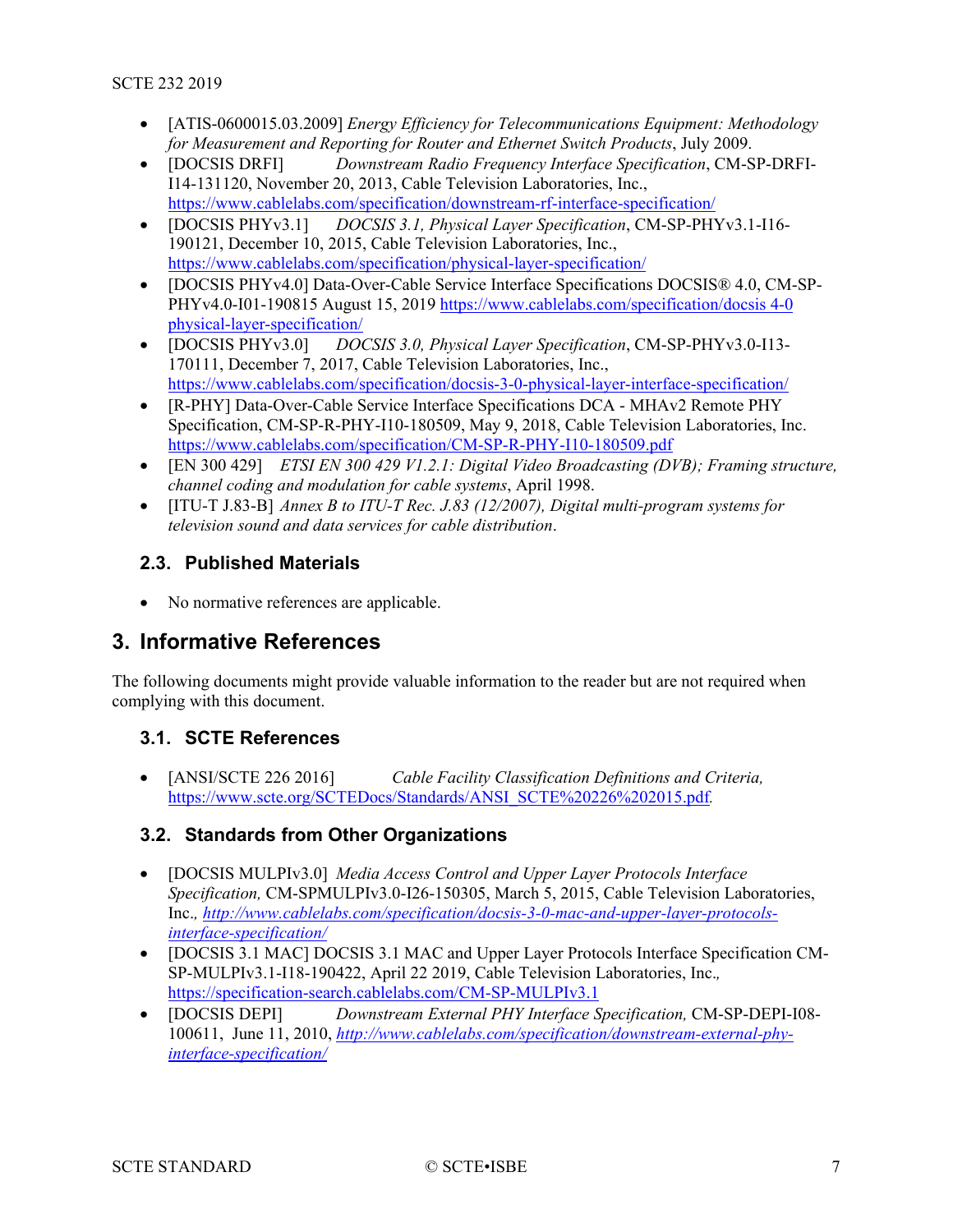- [ATIS-0600015.03.2009] *Energy Efficiency for Telecommunications Equipment: Methodology for Measurement and Reporting for Router and Ethernet Switch Products*, July 2009.
- [DOCSIS DRFI] *Downstream Radio Frequency Interface Specification*, CM-SP-DRFI-I14-131120, November 20, 2013, Cable Television Laboratories, Inc., https://www.cablelabs.com/specification/downstream-rf-interface-specification/
- [DOCSIS PHYv3.1] *DOCSIS 3.1, Physical Layer Specification*, CM-SP-PHYv3.1-I16-190121, December 10, 2015, Cable Television Laboratories, Inc., https://www.cablelabs.com/specification/physical-layer-specification/
- [DOCSIS PHYv4.0] Data-Over-Cable Service Interface Specifications DOCSIS® 4.0, CM-SP-PHYv4.0-I01-190815 August 15, 2019 https://www.cablelabs.com/specification/docsis 4-0 physical-layer-specification/
- [DOCSIS PHYv3.0] *DOCSIS 3.0, Physical Layer Specification*, CM-SP-PHYv3.0-I13-170111, December 7, 2017, Cable Television Laboratories, Inc., https://www.cablelabs.com/specification/docsis-3-0-physical-layer-interface-specification/
- [R-PHY] Data-Over-Cable Service Interface Specifications DCA - MHAv2 Remote PHY Specification, CM-SP-R-PHY-I10-180509, May 9, 2018, Cable Television Laboratories, Inc. https://www.cablelabs.com/specification/CM-SP-R-PHY-I10-180509.pdf
- [EN 300 429] *ETSI EN 300 429 V1.2.1: Digital Video Broadcasting (DVB); Framing structure, channel coding and modulation for cable systems*, April 1998.
- [ITU-T J.83-B] *Annex B to ITU-T Rec. J.83 (12/2007), Digital multi-program systems for television sound and data services for cable distribution*.

### 2.3. Published Materials

- No normative references are applicable.

## 3. Informative References

The following documents might provide valuable information to the reader but are not required when complying with this document.

### 3.1. SCTE References

- [ANSI/SCTE 226 2016] *Cable Facility Classification Definitions and Criteria,* https://www.scte.org/SCTEDocs/Standards/ANSI_SCTE%20226%202015.pdf.

### 3.2. Standards from Other Organizations

- [DOCSIS MULPIv3.0] *Media Access Control and Upper Layer Protocols Interface Specification,* CM-SPMULPIv3.0-I26-150305, March 5, 2015, Cable Television Laboratories, Inc.*,* *http://www.cablelabs.com/specification/docsis-3-0-mac-and-upper-layer-protocols-interface-specification/*
- [DOCSIS 3.1 MAC] DOCSIS 3.1 MAC and Upper Layer Protocols Interface Specification CM-SP-MULPIv3.1-I18-190422, April 22 2019, Cable Television Laboratories, Inc.*,* https://specification-search.cablelabs.com/CM-SP-MULPIv3.1
- [DOCSIS DEPI] *Downstream External PHY Interface Specification,* CM-SP-DEPI-I08-100611, June 11, 2010, *http://www.cablelabs.com/specification/downstream-external-phy-interface-specification/*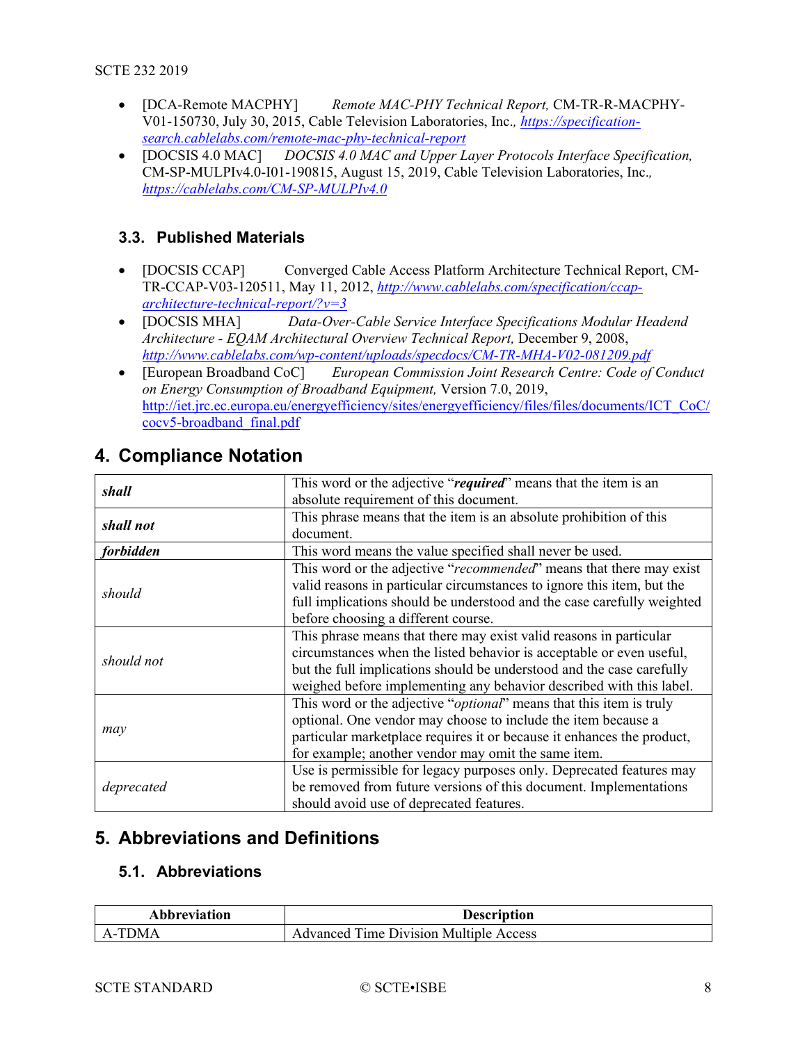- [DCA-Remote MACPHY] *Remote MAC-PHY Technical Report,* CM-TR-R-MACPHY-V01-150730, July 30, 2015, Cable Television Laboratories, Inc.*,* [https://specification-search.cablelabs.com/remote-mac-phy-technical-report](https://specification-search.cablelabs.com/remote-mac-phy-technical-report)
- [DOCSIS 4.0 MAC] *DOCSIS 4.0 MAC and Upper Layer Protocols Interface Specification,* CM-SP-MULPIv4.0-I01-190815, August 15, 2019, Cable Television Laboratories, Inc.*,* [https://cablelabs.com/CM-SP-MULPIv4.0](https://cablelabs.com/CM-SP-MULPIv4.0)

### 3.3. Published Materials

- [DOCSIS CCAP] Converged Cable Access Platform Architecture Technical Report, CM-TR-CCAP-V03-120511, May 11, 2012, [http://www.cablelabs.com/specification/ccap-architecture-technical-report/?v=3](http://www.cablelabs.com/specification/ccap-architecture-technical-report/?v=3)
- [DOCSIS MHA] *Data-Over-Cable Service Interface Specifications Modular Headend Architecture - EQAM Architectural Overview Technical Report,* December 9, 2008, [http://www.cablelabs.com/wp-content/uploads/specdocs/CM-TR-MHA-V02-081209.pdf](http://www.cablelabs.com/wp-content/uploads/specdocs/CM-TR-MHA-V02-081209.pdf)
- [European Broadband CoC] *European Commission Joint Research Centre: Code of Conduct on Energy Consumption of Broadband Equipment,* Version 7.0, 2019, [http://iet.jrc.ec.europa.eu/energyefficiency/sites/energyefficiency/files/files/documents/ICT_CoC/cocv5-broadband_final.pdf](http://iet.jrc.ec.europa.eu/energyefficiency/sites/energyefficiency/files/files/documents/ICT_CoC/cocv5-broadband_final.pdf)

## 4. Compliance Notation

| | |
|---|---|
| ***shall*** | This word or the adjective "***required***" means that the item is an absolute requirement of this document. |
| ***shall not*** | This phrase means that the item is an absolute prohibition of this document. |
| ***forbidden*** | This word means the value specified shall never be used. |
| *should* | This word or the adjective "*recommended*" means that there may exist valid reasons in particular circumstances to ignore this item, but the full implications should be understood and the case carefully weighted before choosing a different course. |
| *should not* | This phrase means that there may exist valid reasons in particular circumstances when the listed behavior is acceptable or even useful, but the full implications should be understood and the case carefully weighed before implementing any behavior described with this label. |
| *may* | This word or the adjective "*optional*" means that this item is truly optional. One vendor may choose to include the item because a particular marketplace requires it or because it enhances the product, for example; another vendor may omit the same item. |
| *deprecated* | Use is permissible for legacy purposes only. Deprecated features may be removed from future versions of this document. Implementations should avoid use of deprecated features. |

## 5. Abbreviations and Definitions

### 5.1. Abbreviations

| Abbreviation | Description |
|---|---|
| A-TDMA | Advanced Time Division Multiple Access |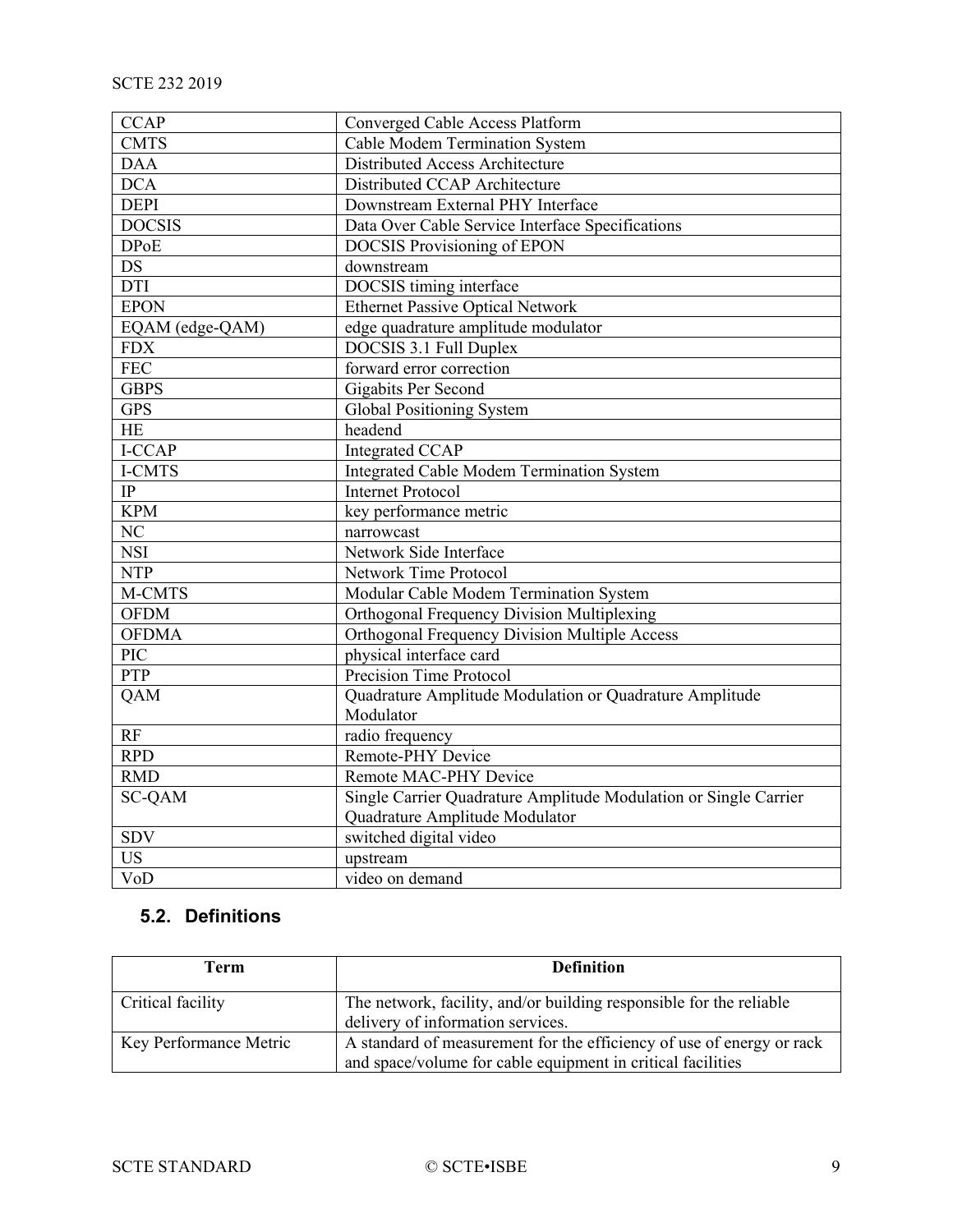| | |
|---|---|
| CCAP | Converged Cable Access Platform |
| CMTS | Cable Modem Termination System |
| DAA | Distributed Access Architecture |
| DCA | Distributed CCAP Architecture |
| DEPI | Downstream External PHY Interface |
| DOCSIS | Data Over Cable Service Interface Specifications |
| DPoE | DOCSIS Provisioning of EPON |
| DS | downstream |
| DTI | DOCSIS timing interface |
| EPON | Ethernet Passive Optical Network |
| EQAM (edge-QAM) | edge quadrature amplitude modulator |
| FDX | DOCSIS 3.1 Full Duplex |
| FEC | forward error correction |
| GBPS | Gigabits Per Second |
| GPS | Global Positioning System |
| HE | headend |
| I-CCAP | Integrated CCAP |
| I-CMTS | Integrated Cable Modem Termination System |
| IP | Internet Protocol |
| KPM | key performance metric |
| NC | narrowcast |
| NSI | Network Side Interface |
| NTP | Network Time Protocol |
| M-CMTS | Modular Cable Modem Termination System |
| OFDM | Orthogonal Frequency Division Multiplexing |
| OFDMA | Orthogonal Frequency Division Multiple Access |
| PIC | physical interface card |
| PTP | Precision Time Protocol |
| QAM | Quadrature Amplitude Modulation or Quadrature Amplitude Modulator |
| RF | radio frequency |
| RPD | Remote-PHY Device |
| RMD | Remote MAC-PHY Device |
| SC-QAM | Single Carrier Quadrature Amplitude Modulation or Single Carrier Quadrature Amplitude Modulator |
| SDV | switched digital video |
| US | upstream |
| VoD | video on demand |

## 5.2. Definitions

| Term | Definition |
|---|---|
| Critical facility | The network, facility, and/or building responsible for the reliable delivery of information services. |
| Key Performance Metric | A standard of measurement for the efficiency of use of energy or rack and space/volume for cable equipment in critical facilities |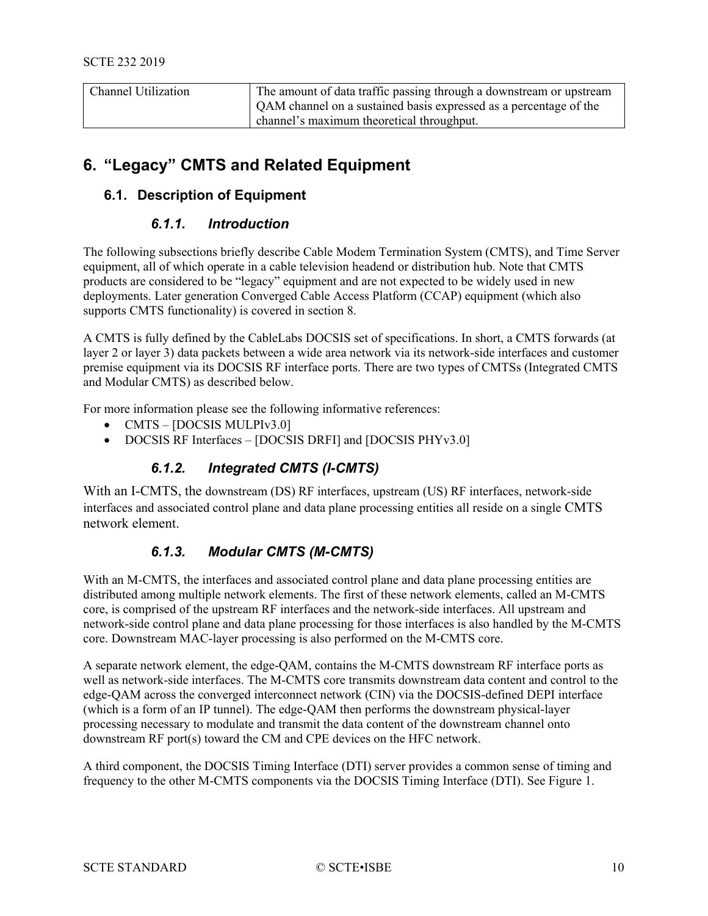| Channel Utilization | The amount of data traffic passing through a downstream or upstream QAM channel on a sustained basis expressed as a percentage of the channel's maximum theoretical throughput. |
|---|---|

# 6. "Legacy" CMTS and Related Equipment

## 6.1. Description of Equipment

### *6.1.1. Introduction*

The following subsections briefly describe Cable Modem Termination System (CMTS), and Time Server equipment, all of which operate in a cable television headend or distribution hub. Note that CMTS products are considered to be "legacy" equipment and are not expected to be widely used in new deployments. Later generation Converged Cable Access Platform (CCAP) equipment (which also supports CMTS functionality) is covered in section 8.

A CMTS is fully defined by the CableLabs DOCSIS set of specifications. In short, a CMTS forwards (at layer 2 or layer 3) data packets between a wide area network via its network-side interfaces and customer premise equipment via its DOCSIS RF interface ports. There are two types of CMTSs (Integrated CMTS and Modular CMTS) as described below.

For more information please see the following informative references:

- CMTS – [DOCSIS MULPIv3.0]
- DOCSIS RF Interfaces – [DOCSIS DRFI] and [DOCSIS PHYv3.0]

### *6.1.2. Integrated CMTS (I-CMTS)*

With an I-CMTS, the downstream (DS) RF interfaces, upstream (US) RF interfaces, network-side interfaces and associated control plane and data plane processing entities all reside on a single CMTS network element.

### *6.1.3. Modular CMTS (M-CMTS)*

With an M-CMTS, the interfaces and associated control plane and data plane processing entities are distributed among multiple network elements. The first of these network elements, called an M-CMTS core, is comprised of the upstream RF interfaces and the network-side interfaces. All upstream and network-side control plane and data plane processing for those interfaces is also handled by the M-CMTS core. Downstream MAC-layer processing is also performed on the M-CMTS core.

A separate network element, the edge-QAM, contains the M-CMTS downstream RF interface ports as well as network-side interfaces. The M-CMTS core transmits downstream data content and control to the edge-QAM across the converged interconnect network (CIN) via the DOCSIS-defined DEPI interface (which is a form of an IP tunnel). The edge-QAM then performs the downstream physical-layer processing necessary to modulate and transmit the data content of the downstream channel onto downstream RF port(s) toward the CM and CPE devices on the HFC network.

A third component, the DOCSIS Timing Interface (DTI) server provides a common sense of timing and frequency to the other M-CMTS components via the DOCSIS Timing Interface (DTI). See Figure 1.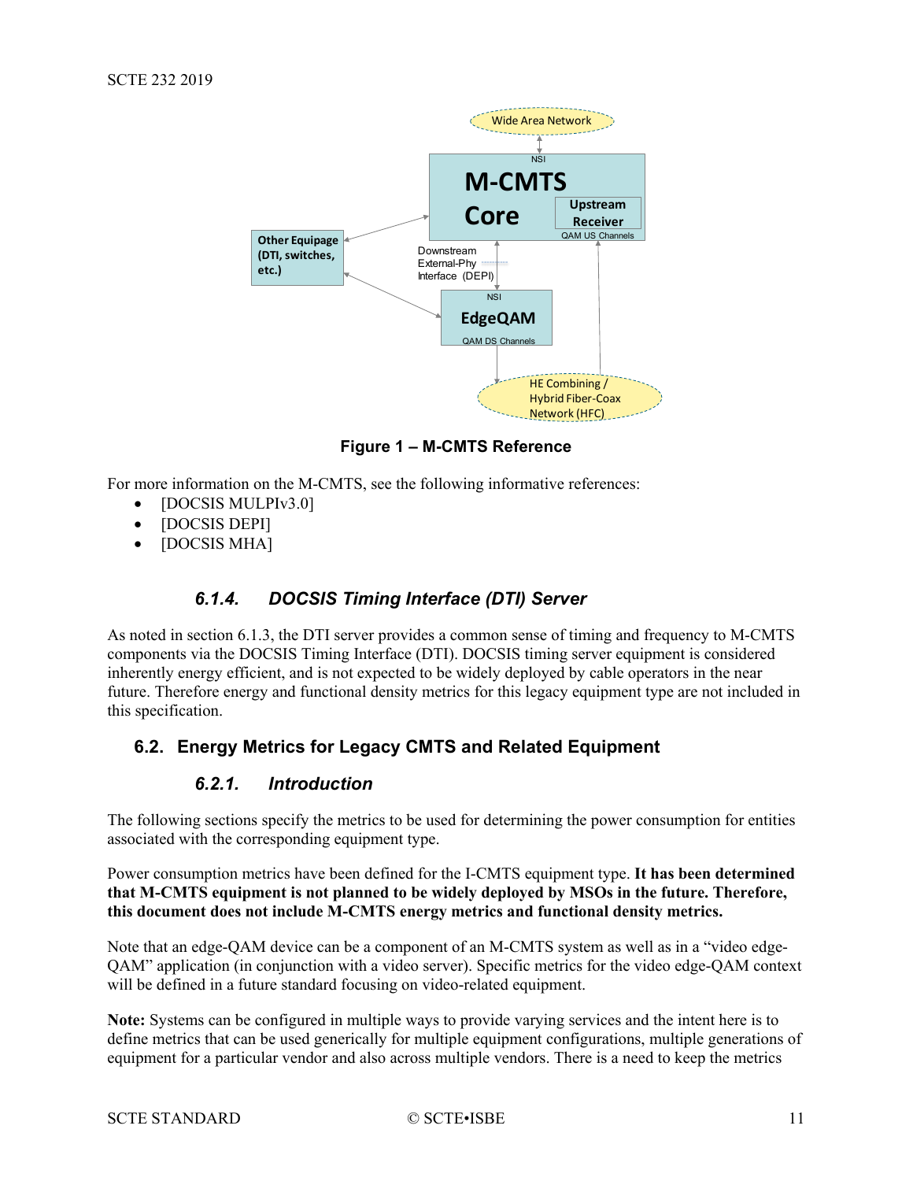Figure 1 – M-CMTS Reference

For more information on the M-CMTS, see the following informative references:

- [DOCSIS MULPIv3.0]
- [DOCSIS DEPI]
- [DOCSIS MHA]

### 6.1.4. DOCSIS Timing Interface (DTI) Server

As noted in section 6.1.3, the DTI server provides a common sense of timing and frequency to M-CMTS components via the DOCSIS Timing Interface (DTI). DOCSIS timing server equipment is considered inherently energy efficient, and is not expected to be widely deployed by cable operators in the near future. Therefore energy and functional density metrics for this legacy equipment type are not included in this specification.

## 6.2. Energy Metrics for Legacy CMTS and Related Equipment

### 6.2.1. Introduction

The following sections specify the metrics to be used for determining the power consumption for entities associated with the corresponding equipment type.

Power consumption metrics have been defined for the I-CMTS equipment type. **It has been determined that M-CMTS equipment is not planned to be widely deployed by MSOs in the future. Therefore, this document does not include M-CMTS energy metrics and functional density metrics.**

Note that an edge-QAM device can be a component of an M-CMTS system as well as in a "video edge-QAM" application (in conjunction with a video server). Specific metrics for the video edge-QAM context will be defined in a future standard focusing on video-related equipment.

**Note:** Systems can be configured in multiple ways to provide varying services and the intent here is to define metrics that can be used generically for multiple equipment configurations, multiple generations of equipment for a particular vendor and also across multiple vendors. There is a need to keep the metrics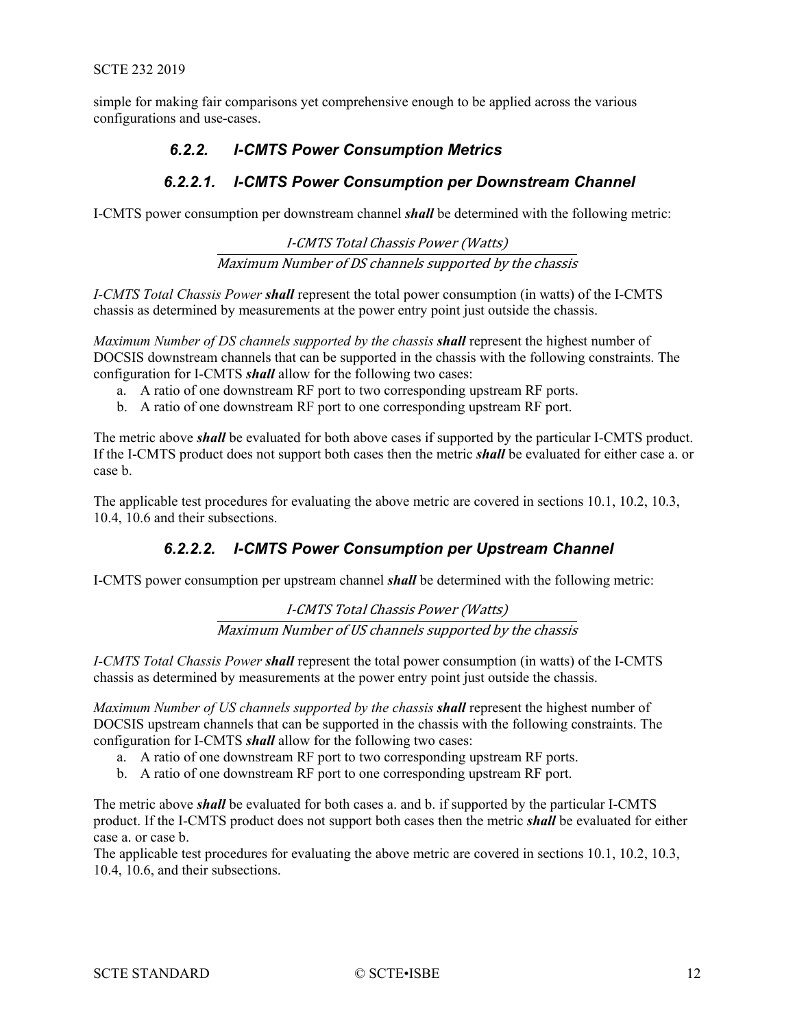simple for making fair comparisons yet comprehensive enough to be applied across the various configurations and use-cases.

### 6.2.2. I-CMTS Power Consumption Metrics

#### 6.2.2.1. I-CMTS Power Consumption per Downstream Channel

I-CMTS power consumption per downstream channel ***shall*** be determined with the following metric:

$$\frac{\textit{I-CMTS Total Chassis Power (Watts)}}{\textit{Maximum Number of DS channels supported by the chassis}}$$

*I-CMTS Total Chassis Power* ***shall*** represent the total power consumption (in watts) of the I-CMTS chassis as determined by measurements at the power entry point just outside the chassis.

*Maximum Number of DS channels supported by the chassis* ***shall*** represent the highest number of DOCSIS downstream channels that can be supported in the chassis with the following constraints. The configuration for I-CMTS ***shall*** allow for the following two cases:

a. A ratio of one downstream RF port to two corresponding upstream RF ports.
b. A ratio of one downstream RF port to one corresponding upstream RF port.

The metric above ***shall*** be evaluated for both above cases if supported by the particular I-CMTS product. If the I-CMTS product does not support both cases then the metric ***shall*** be evaluated for either case a. or case b.

The applicable test procedures for evaluating the above metric are covered in sections 10.1, 10.2, 10.3, 10.4, 10.6 and their subsections.

#### 6.2.2.2. I-CMTS Power Consumption per Upstream Channel

I-CMTS power consumption per upstream channel ***shall*** be determined with the following metric:

$$\frac{\textit{I-CMTS Total Chassis Power (Watts)}}{\textit{Maximum Number of US channels supported by the chassis}}$$

*I-CMTS Total Chassis Power* ***shall*** represent the total power consumption (in watts) of the I-CMTS chassis as determined by measurements at the power entry point just outside the chassis.

*Maximum Number of US channels supported by the chassis* ***shall*** represent the highest number of DOCSIS upstream channels that can be supported in the chassis with the following constraints. The configuration for I-CMTS ***shall*** allow for the following two cases:

a. A ratio of one downstream RF port to two corresponding upstream RF ports.
b. A ratio of one downstream RF port to one corresponding upstream RF port.

The metric above ***shall*** be evaluated for both cases a. and b. if supported by the particular I-CMTS product. If the I-CMTS product does not support both cases then the metric ***shall*** be evaluated for either case a. or case b.

The applicable test procedures for evaluating the above metric are covered in sections 10.1, 10.2, 10.3, 10.4, 10.6, and their subsections.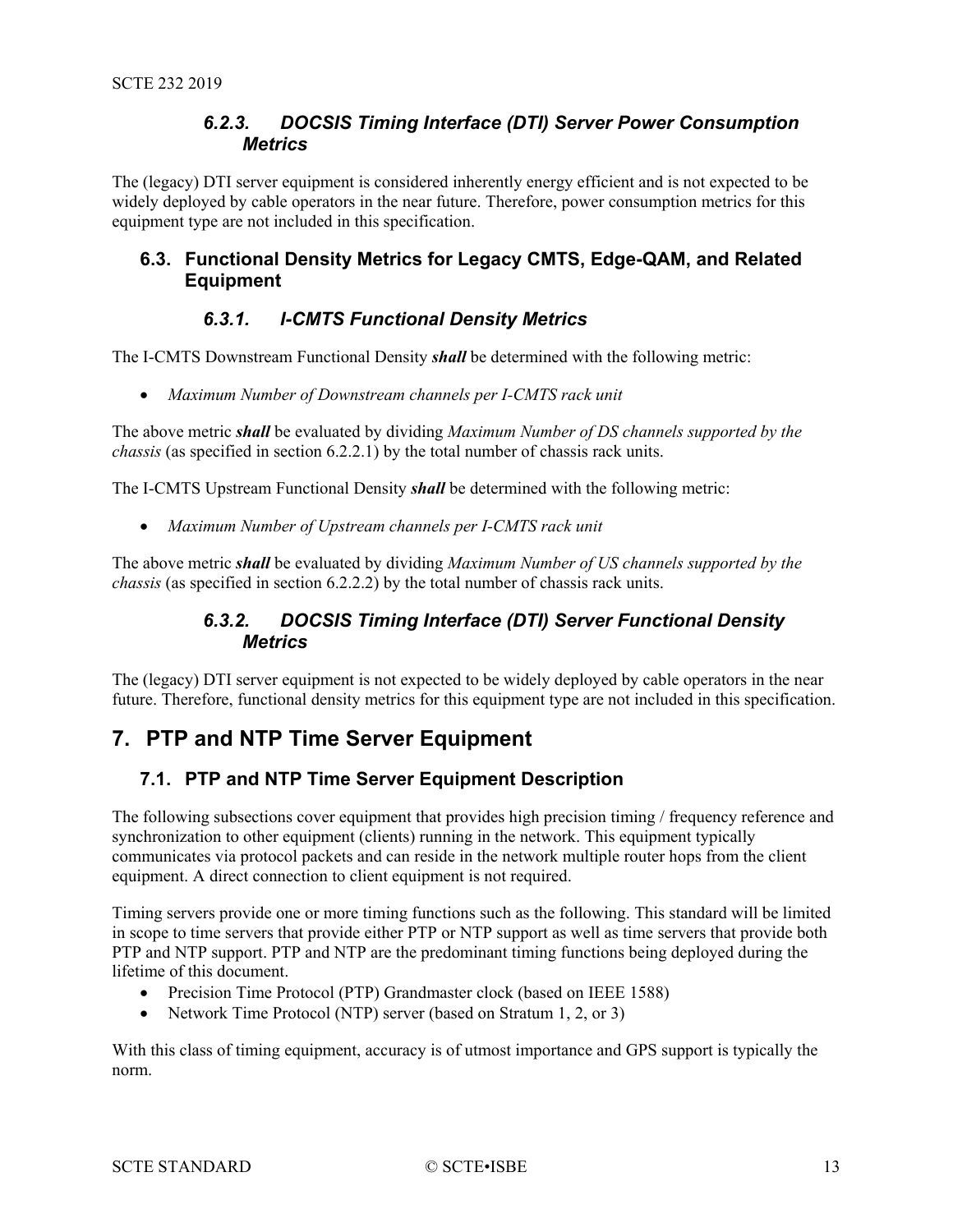### 6.2.3. DOCSIS Timing Interface (DTI) Server Power Consumption Metrics

The (legacy) DTI server equipment is considered inherently energy efficient and is not expected to be widely deployed by cable operators in the near future. Therefore, power consumption metrics for this equipment type are not included in this specification.

## 6.3. Functional Density Metrics for Legacy CMTS, Edge-QAM, and Related Equipment

### 6.3.1. I-CMTS Functional Density Metrics

The I-CMTS Downstream Functional Density ***shall*** be determined with the following metric:

- *Maximum Number of Downstream channels per I-CMTS rack unit*

The above metric ***shall*** be evaluated by dividing *Maximum Number of DS channels supported by the chassis* (as specified in section 6.2.2.1) by the total number of chassis rack units.

The I-CMTS Upstream Functional Density ***shall*** be determined with the following metric:

- *Maximum Number of Upstream channels per I-CMTS rack unit*

The above metric ***shall*** be evaluated by dividing *Maximum Number of US channels supported by the chassis* (as specified in section 6.2.2.2) by the total number of chassis rack units.

### 6.3.2. DOCSIS Timing Interface (DTI) Server Functional Density Metrics

The (legacy) DTI server equipment is not expected to be widely deployed by cable operators in the near future. Therefore, functional density metrics for this equipment type are not included in this specification.

# 7. PTP and NTP Time Server Equipment

## 7.1. PTP and NTP Time Server Equipment Description

The following subsections cover equipment that provides high precision timing / frequency reference and synchronization to other equipment (clients) running in the network. This equipment typically communicates via protocol packets and can reside in the network multiple router hops from the client equipment. A direct connection to client equipment is not required.

Timing servers provide one or more timing functions such as the following. This standard will be limited in scope to time servers that provide either PTP or NTP support as well as time servers that provide both PTP and NTP support. PTP and NTP are the predominant timing functions being deployed during the lifetime of this document.

- Precision Time Protocol (PTP) Grandmaster clock (based on IEEE 1588)
- Network Time Protocol (NTP) server (based on Stratum 1, 2, or 3)

With this class of timing equipment, accuracy is of utmost importance and GPS support is typically the norm.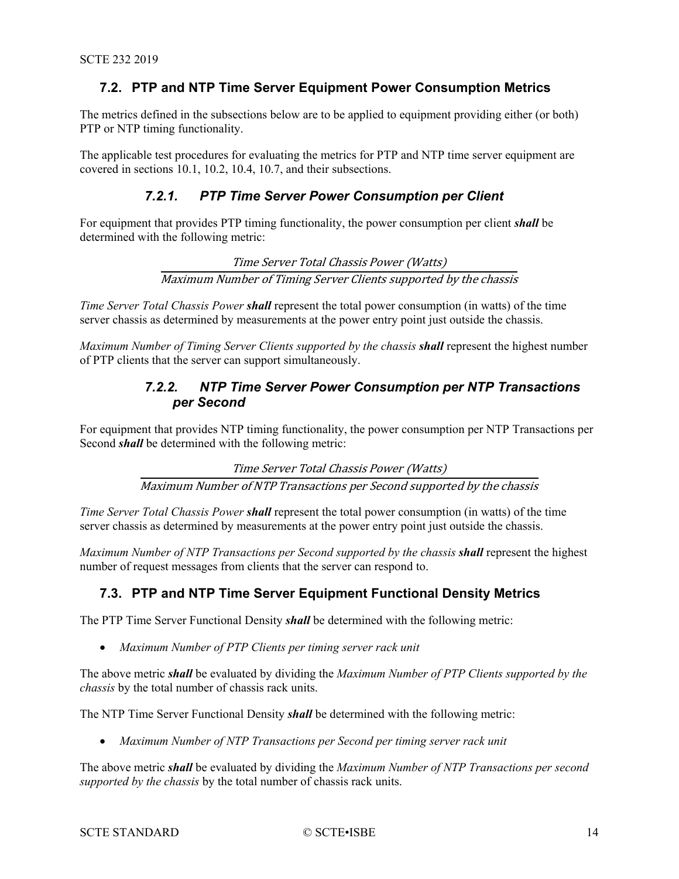## 7.2. PTP and NTP Time Server Equipment Power Consumption Metrics

The metrics defined in the subsections below are to be applied to equipment providing either (or both) PTP or NTP timing functionality.

The applicable test procedures for evaluating the metrics for PTP and NTP time server equipment are covered in sections 10.1, 10.2, 10.4, 10.7, and their subsections.

### *7.2.1. PTP Time Server Power Consumption per Client*

For equipment that provides PTP timing functionality, the power consumption per client ***shall*** be determined with the following metric:

$$\frac{\textit{Time Server Total Chassis Power (Watts)}}{\textit{Maximum Number of Timing Server Clients supported by the chassis}}$$

*Time Server Total Chassis Power* ***shall*** represent the total power consumption (in watts) of the time server chassis as determined by measurements at the power entry point just outside the chassis.

*Maximum Number of Timing Server Clients supported by the chassis* ***shall*** represent the highest number of PTP clients that the server can support simultaneously.

### *7.2.2. NTP Time Server Power Consumption per NTP Transactions per Second*

For equipment that provides NTP timing functionality, the power consumption per NTP Transactions per Second ***shall*** be determined with the following metric:

$$\frac{\textit{Time Server Total Chassis Power (Watts)}}{\textit{Maximum Number of NTP Transactions per Second supported by the chassis}}$$

*Time Server Total Chassis Power* ***shall*** represent the total power consumption (in watts) of the time server chassis as determined by measurements at the power entry point just outside the chassis.

*Maximum Number of NTP Transactions per Second supported by the chassis* ***shall*** represent the highest number of request messages from clients that the server can respond to.

## 7.3. PTP and NTP Time Server Equipment Functional Density Metrics

The PTP Time Server Functional Density ***shall*** be determined with the following metric:

- *Maximum Number of PTP Clients per timing server rack unit*

The above metric ***shall*** be evaluated by dividing the *Maximum Number of PTP Clients supported by the chassis* by the total number of chassis rack units.

The NTP Time Server Functional Density ***shall*** be determined with the following metric:

- *Maximum Number of NTP Transactions per Second per timing server rack unit*

The above metric ***shall*** be evaluated by dividing the *Maximum Number of NTP Transactions per second supported by the chassis* by the total number of chassis rack units.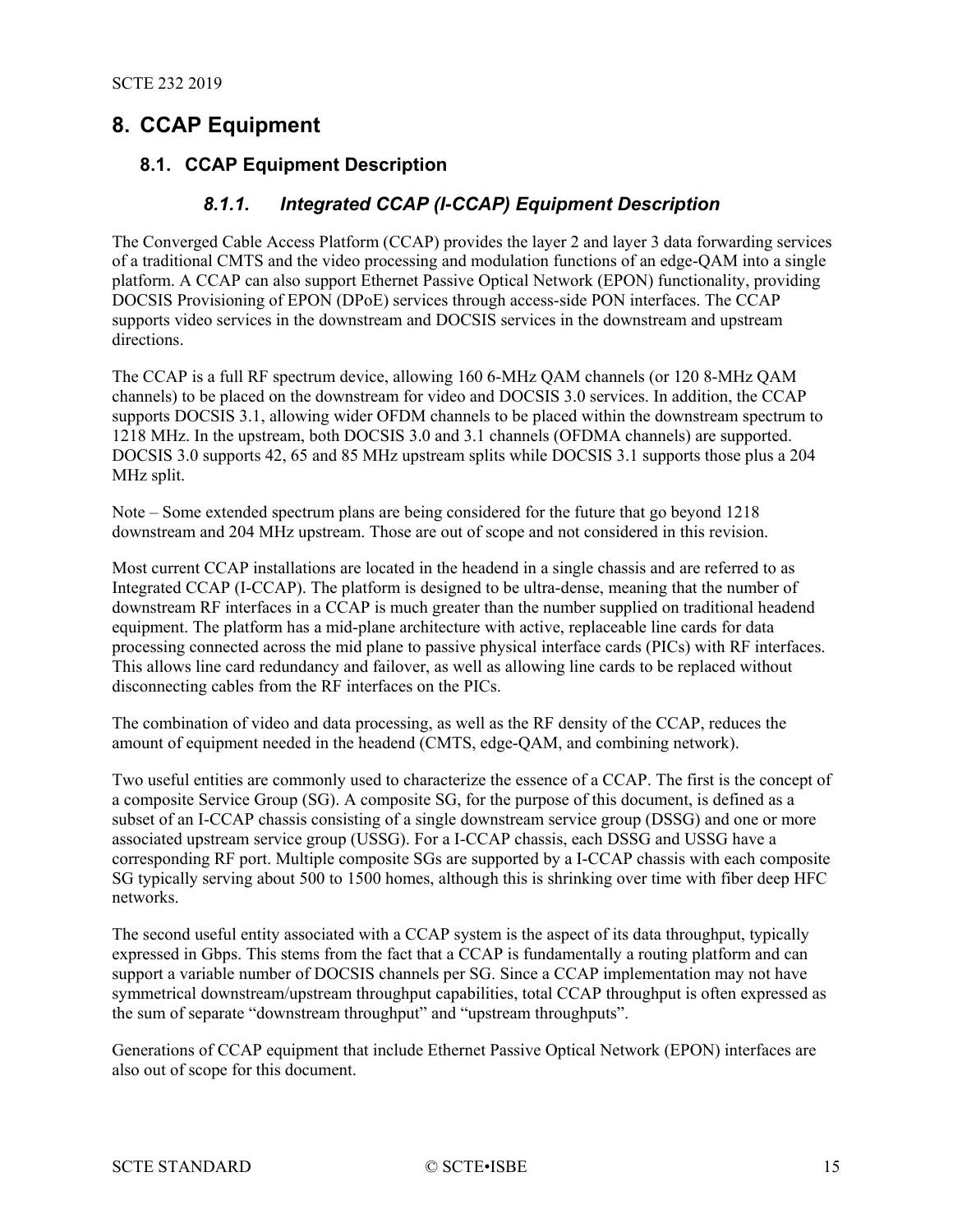# 8. CCAP Equipment

## 8.1. CCAP Equipment Description

### 8.1.1. Integrated CCAP (I-CCAP) Equipment Description

The Converged Cable Access Platform (CCAP) provides the layer 2 and layer 3 data forwarding services of a traditional CMTS and the video processing and modulation functions of an edge-QAM into a single platform. A CCAP can also support Ethernet Passive Optical Network (EPON) functionality, providing DOCSIS Provisioning of EPON (DPoE) services through access-side PON interfaces. The CCAP supports video services in the downstream and DOCSIS services in the downstream and upstream directions.

The CCAP is a full RF spectrum device, allowing 160 6-MHz QAM channels (or 120 8-MHz QAM channels) to be placed on the downstream for video and DOCSIS 3.0 services. In addition, the CCAP supports DOCSIS 3.1, allowing wider OFDM channels to be placed within the downstream spectrum to 1218 MHz. In the upstream, both DOCSIS 3.0 and 3.1 channels (OFDMA channels) are supported. DOCSIS 3.0 supports 42, 65 and 85 MHz upstream splits while DOCSIS 3.1 supports those plus a 204 MHz split.

Note – Some extended spectrum plans are being considered for the future that go beyond 1218 downstream and 204 MHz upstream. Those are out of scope and not considered in this revision.

Most current CCAP installations are located in the headend in a single chassis and are referred to as Integrated CCAP (I-CCAP). The platform is designed to be ultra-dense, meaning that the number of downstream RF interfaces in a CCAP is much greater than the number supplied on traditional headend equipment. The platform has a mid-plane architecture with active, replaceable line cards for data processing connected across the mid plane to passive physical interface cards (PICs) with RF interfaces. This allows line card redundancy and failover, as well as allowing line cards to be replaced without disconnecting cables from the RF interfaces on the PICs.

The combination of video and data processing, as well as the RF density of the CCAP, reduces the amount of equipment needed in the headend (CMTS, edge-QAM, and combining network).

Two useful entities are commonly used to characterize the essence of a CCAP. The first is the concept of a composite Service Group (SG). A composite SG, for the purpose of this document, is defined as a subset of an I-CCAP chassis consisting of a single downstream service group (DSSG) and one or more associated upstream service group (USSG). For a I-CCAP chassis, each DSSG and USSG have a corresponding RF port. Multiple composite SGs are supported by a I-CCAP chassis with each composite SG typically serving about 500 to 1500 homes, although this is shrinking over time with fiber deep HFC networks.

The second useful entity associated with a CCAP system is the aspect of its data throughput, typically expressed in Gbps. This stems from the fact that a CCAP is fundamentally a routing platform and can support a variable number of DOCSIS channels per SG. Since a CCAP implementation may not have symmetrical downstream/upstream throughput capabilities, total CCAP throughput is often expressed as the sum of separate “downstream throughput” and “upstream throughputs”.

Generations of CCAP equipment that include Ethernet Passive Optical Network (EPON) interfaces are also out of scope for this document.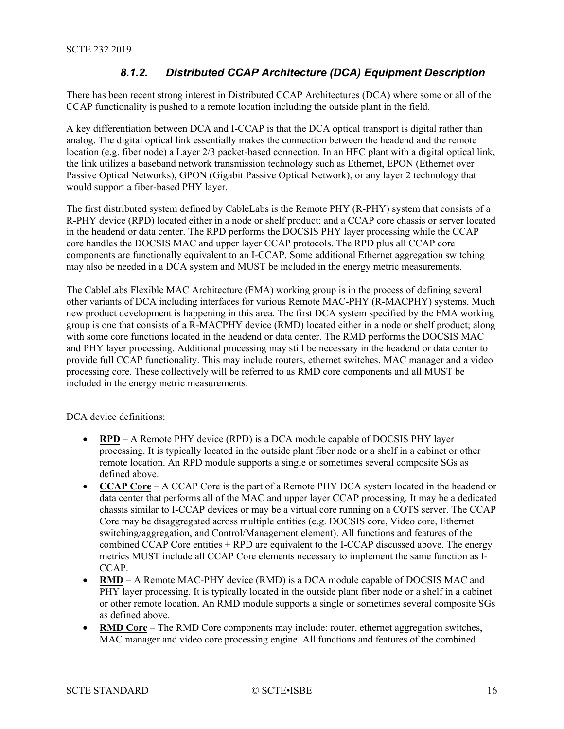### *8.1.2. Distributed CCAP Architecture (DCA) Equipment Description*

There has been recent strong interest in Distributed CCAP Architectures (DCA) where some or all of the CCAP functionality is pushed to a remote location including the outside plant in the field.

A key differentiation between DCA and I-CCAP is that the DCA optical transport is digital rather than analog. The digital optical link essentially makes the connection between the headend and the remote location (e.g. fiber node) a Layer 2/3 packet-based connection. In an HFC plant with a digital optical link, the link utilizes a baseband network transmission technology such as Ethernet, EPON (Ethernet over Passive Optical Networks), GPON (Gigabit Passive Optical Network), or any layer 2 technology that would support a fiber-based PHY layer.

The first distributed system defined by CableLabs is the Remote PHY (R-PHY) system that consists of a R-PHY device (RPD) located either in a node or shelf product; and a CCAP core chassis or server located in the headend or data center. The RPD performs the DOCSIS PHY layer processing while the CCAP core handles the DOCSIS MAC and upper layer CCAP protocols. The RPD plus all CCAP core components are functionally equivalent to an I-CCAP. Some additional Ethernet aggregation switching may also be needed in a DCA system and MUST be included in the energy metric measurements.

The CableLabs Flexible MAC Architecture (FMA) working group is in the process of defining several other variants of DCA including interfaces for various Remote MAC-PHY (R-MACPHY) systems. Much new product development is happening in this area. The first DCA system specified by the FMA working group is one that consists of a R-MACPHY device (RMD) located either in a node or shelf product; along with some core functions located in the headend or data center. The RMD performs the DOCSIS MAC and PHY layer processing. Additional processing may still be necessary in the headend or data center to provide full CCAP functionality. This may include routers, ethernet switches, MAC manager and a video processing core. These collectively will be referred to as RMD core components and all MUST be included in the energy metric measurements.

DCA device definitions:

- **RPD** – A Remote PHY device (RPD) is a DCA module capable of DOCSIS PHY layer processing. It is typically located in the outside plant fiber node or a shelf in a cabinet or other remote location. An RPD module supports a single or sometimes several composite SGs as defined above.
- **CCAP Core** – A CCAP Core is the part of a Remote PHY DCA system located in the headend or data center that performs all of the MAC and upper layer CCAP processing. It may be a dedicated chassis similar to I-CCAP devices or may be a virtual core running on a COTS server. The CCAP Core may be disaggregated across multiple entities (e.g. DOCSIS core, Video core, Ethernet switching/aggregation, and Control/Management element). All functions and features of the combined CCAP Core entities + RPD are equivalent to the I-CCAP discussed above. The energy metrics MUST include all CCAP Core elements necessary to implement the same function as I-CCAP.
- **RMD** – A Remote MAC-PHY device (RMD) is a DCA module capable of DOCSIS MAC and PHY layer processing. It is typically located in the outside plant fiber node or a shelf in a cabinet or other remote location. An RMD module supports a single or sometimes several composite SGs as defined above.
- **RMD Core** – The RMD Core components may include: router, ethernet aggregation switches, MAC manager and video core processing engine. All functions and features of the combined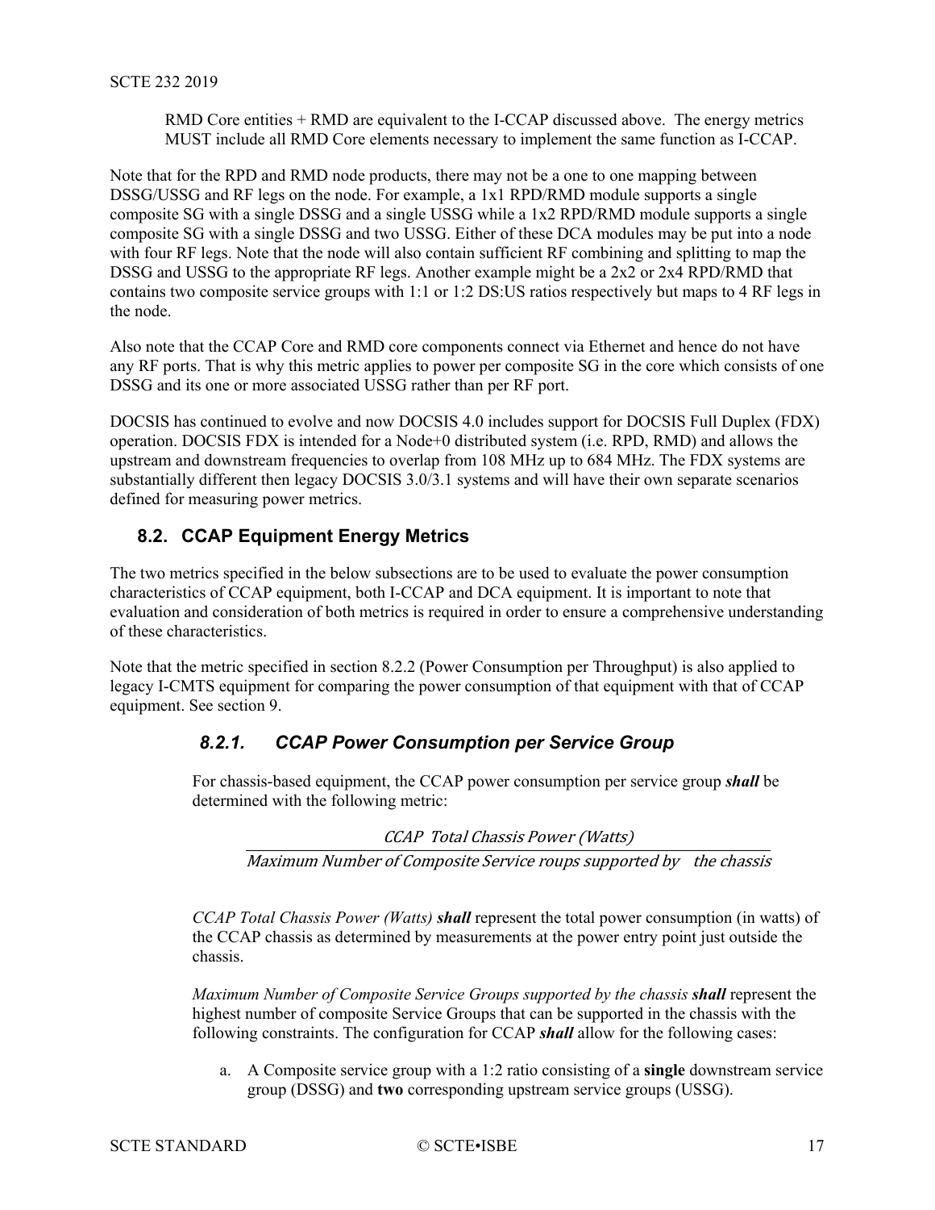RMD Core entities + RMD are equivalent to the I-CCAP discussed above. The energy metrics MUST include all RMD Core elements necessary to implement the same function as I-CCAP.

Note that for the RPD and RMD node products, there may not be a one to one mapping between DSSG/USSG and RF legs on the node. For example, a 1x1 RPD/RMD module supports a single composite SG with a single DSSG and a single USSG while a 1x2 RPD/RMD module supports a single composite SG with a single DSSG and two USSG. Either of these DCA modules may be put into a node with four RF legs. Note that the node will also contain sufficient RF combining and splitting to map the DSSG and USSG to the appropriate RF legs. Another example might be a 2x2 or 2x4 RPD/RMD that contains two composite service groups with 1:1 or 1:2 DS:US ratios respectively but maps to 4 RF legs in the node.

Also note that the CCAP Core and RMD core components connect via Ethernet and hence do not have any RF ports. That is why this metric applies to power per composite SG in the core which consists of one DSSG and its one or more associated USSG rather than per RF port.

DOCSIS has continued to evolve and now DOCSIS 4.0 includes support for DOCSIS Full Duplex (FDX) operation. DOCSIS FDX is intended for a Node+0 distributed system (i.e. RPD, RMD) and allows the upstream and downstream frequencies to overlap from 108 MHz up to 684 MHz. The FDX systems are substantially different then legacy DOCSIS 3.0/3.1 systems and will have their own separate scenarios defined for measuring power metrics.

## 8.2. CCAP Equipment Energy Metrics

The two metrics specified in the below subsections are to be used to evaluate the power consumption characteristics of CCAP equipment, both I-CCAP and DCA equipment. It is important to note that evaluation and consideration of both metrics is required in order to ensure a comprehensive understanding of these characteristics.

Note that the metric specified in section 8.2.2 (Power Consumption per Throughput) is also applied to legacy I-CMTS equipment for comparing the power consumption of that equipment with that of CCAP equipment. See section 9.

### *8.2.1. CCAP Power Consumption per Service Group*

For chassis-based equipment, the CCAP power consumption per service group ***shall*** be determined with the following metric:

$$\frac{\textit{CCAP Total Chassis Power (Watts)}}{\textit{Maximum Number of Composite Service roups supported by the chassis}}$$

*CCAP Total Chassis Power (Watts)* ***shall*** represent the total power consumption (in watts) of the CCAP chassis as determined by measurements at the power entry point just outside the chassis.

*Maximum Number of Composite Service Groups supported by the chassis* ***shall*** represent the highest number of composite Service Groups that can be supported in the chassis with the following constraints. The configuration for CCAP ***shall*** allow for the following cases:

a. A Composite service group with a 1:2 ratio consisting of a **single** downstream service group (DSSG) and **two** corresponding upstream service groups (USSG).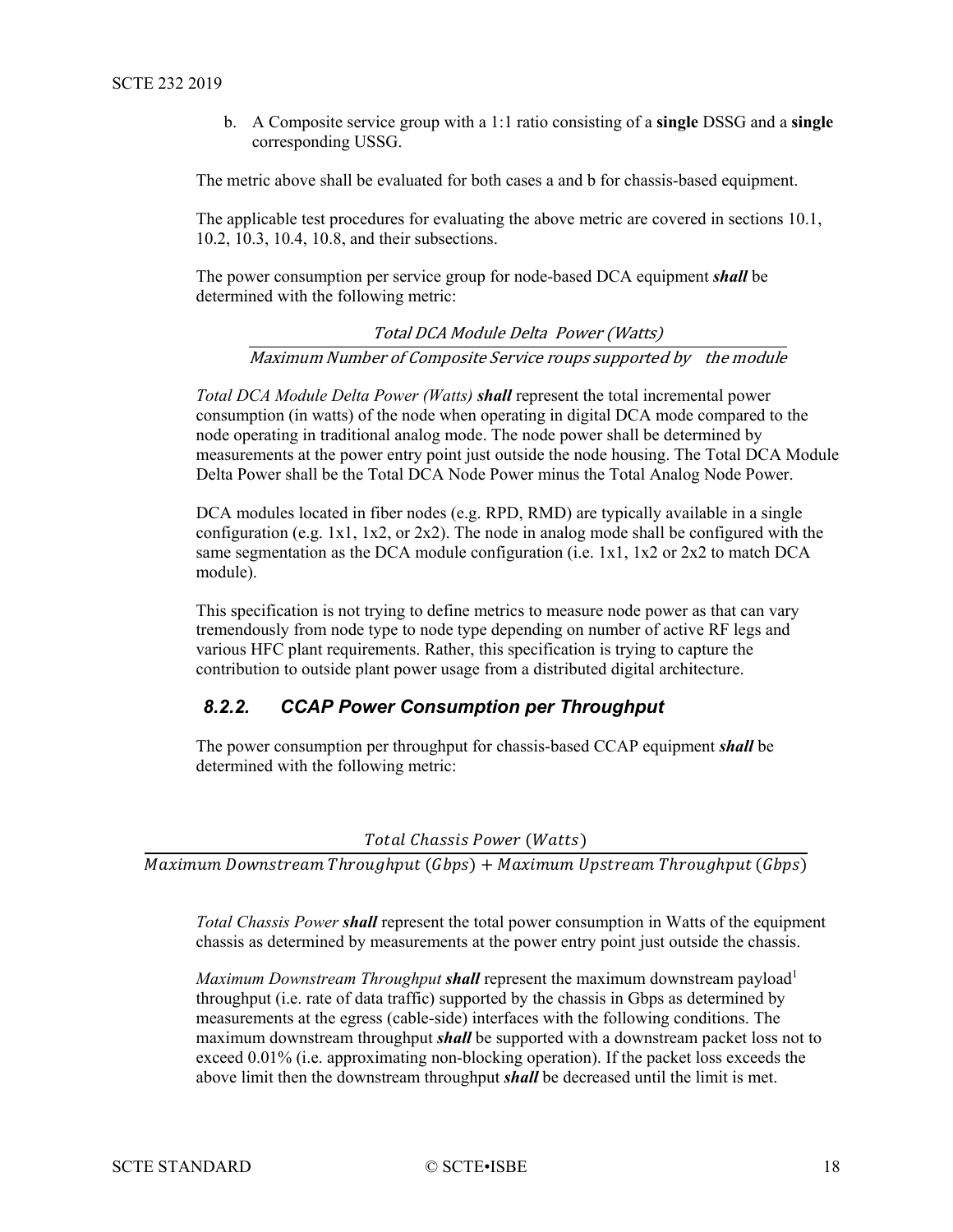b. A Composite service group with a 1:1 ratio consisting of a **single** DSSG and a **single** corresponding USSG.

The metric above shall be evaluated for both cases a and b for chassis-based equipment.

The applicable test procedures for evaluating the above metric are covered in sections 10.1, 10.2, 10.3, 10.4, 10.8, and their subsections.

The power consumption per service group for node-based DCA equipment ***shall*** be determined with the following metric:

$$\frac{\textit{Total DCA Module Delta Power (Watts)}}{\textit{Maximum Number of Composite Service roups supported by the module}}$$

*Total DCA Module Delta Power (Watts)* ***shall*** represent the total incremental power consumption (in watts) of the node when operating in digital DCA mode compared to the node operating in traditional analog mode. The node power shall be determined by measurements at the power entry point just outside the node housing. The Total DCA Module Delta Power shall be the Total DCA Node Power minus the Total Analog Node Power.

DCA modules located in fiber nodes (e.g. RPD, RMD) are typically available in a single configuration (e.g. 1x1, 1x2, or 2x2). The node in analog mode shall be configured with the same segmentation as the DCA module configuration (i.e. 1x1, 1x2 or 2x2 to match DCA module).

This specification is not trying to define metrics to measure node power as that can vary tremendously from node type to node type depending on number of active RF legs and various HFC plant requirements. Rather, this specification is trying to capture the contribution to outside plant power usage from a distributed digital architecture.

### 8.2.2. CCAP Power Consumption per Throughput

The power consumption per throughput for chassis-based CCAP equipment ***shall*** be determined with the following metric:

$$\frac{Total\ Chassis\ Power\ (Watts)}{Maximum\ Downstream\ Throughput\ (Gbps) + Maximum\ Upstream\ Throughput\ (Gbps)}$$

*Total Chassis Power* ***shall*** represent the total power consumption in Watts of the equipment chassis as determined by measurements at the power entry point just outside the chassis.

*Maximum Downstream Throughput* ***shall*** represent the maximum downstream payload[1] throughput (i.e. rate of data traffic) supported by the chassis in Gbps as determined by measurements at the egress (cable-side) interfaces with the following conditions. The maximum downstream throughput ***shall*** be supported with a downstream packet loss not to exceed 0.01% (i.e. approximating non-blocking operation). If the packet loss exceeds the above limit then the downstream throughput ***shall*** be decreased until the limit is met.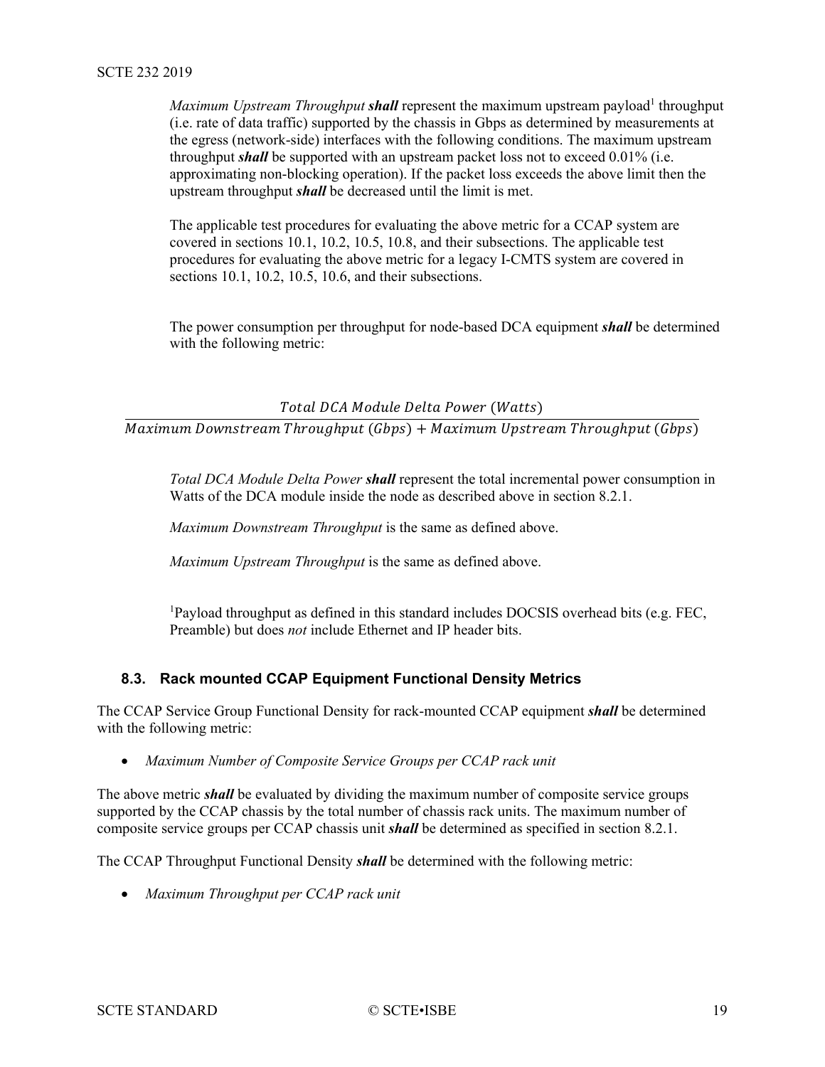*Maximum Upstream Throughput* ***shall*** represent the maximum upstream payload[1] throughput (i.e. rate of data traffic) supported by the chassis in Gbps as determined by measurements at the egress (network-side) interfaces with the following conditions. The maximum upstream throughput ***shall*** be supported with an upstream packet loss not to exceed 0.01% (i.e. approximating non-blocking operation). If the packet loss exceeds the above limit then the upstream throughput ***shall*** be decreased until the limit is met.

The applicable test procedures for evaluating the above metric for a CCAP system are covered in sections 10.1, 10.2, 10.5, 10.8, and their subsections. The applicable test procedures for evaluating the above metric for a legacy I-CMTS system are covered in sections 10.1, 10.2, 10.5, 10.6, and their subsections.

The power consumption per throughput for node-based DCA equipment ***shall*** be determined with the following metric:

$$\frac{Total\ DCA\ Module\ Delta\ Power\ (Watts)}{Maximum\ Downstream\ Throughput\ (Gbps) + Maximum\ Upstream\ Throughput\ (Gbps)}$$

*Total DCA Module Delta Power* ***shall*** represent the total incremental power consumption in Watts of the DCA module inside the node as described above in section 8.2.1.

*Maximum Downstream Throughput* is the same as defined above.

*Maximum Upstream Throughput* is the same as defined above.

[1]Payload throughput as defined in this standard includes DOCSIS overhead bits (e.g. FEC, Preamble) but does *not* include Ethernet and IP header bits.

### 8.3. Rack mounted CCAP Equipment Functional Density Metrics

The CCAP Service Group Functional Density for rack-mounted CCAP equipment ***shall*** be determined with the following metric:

- *Maximum Number of Composite Service Groups per CCAP rack unit*

The above metric ***shall*** be evaluated by dividing the maximum number of composite service groups supported by the CCAP chassis by the total number of chassis rack units. The maximum number of composite service groups per CCAP chassis unit ***shall*** be determined as specified in section 8.2.1.

The CCAP Throughput Functional Density ***shall*** be determined with the following metric:

- *Maximum Throughput per CCAP rack unit*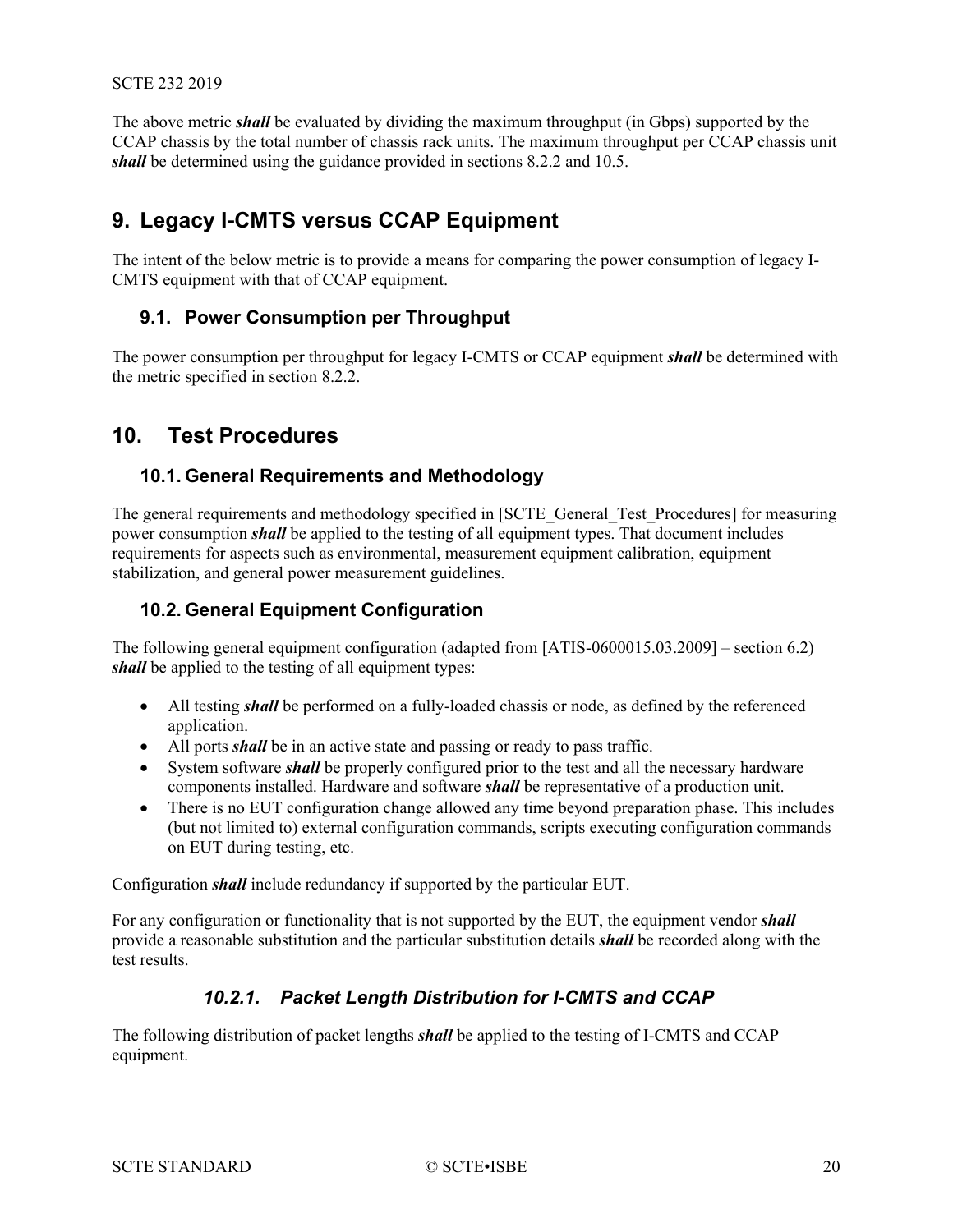The above metric ***shall*** be evaluated by dividing the maximum throughput (in Gbps) supported by the CCAP chassis by the total number of chassis rack units. The maximum throughput per CCAP chassis unit ***shall*** be determined using the guidance provided in sections 8.2.2 and 10.5.

# 9. Legacy I-CMTS versus CCAP Equipment

The intent of the below metric is to provide a means for comparing the power consumption of legacy I-CMTS equipment with that of CCAP equipment.

## 9.1. Power Consumption per Throughput

The power consumption per throughput for legacy I-CMTS or CCAP equipment ***shall*** be determined with the metric specified in section 8.2.2.

# 10. Test Procedures

## 10.1. General Requirements and Methodology

The general requirements and methodology specified in [SCTE_General_Test_Procedures] for measuring power consumption ***shall*** be applied to the testing of all equipment types. That document includes requirements for aspects such as environmental, measurement equipment calibration, equipment stabilization, and general power measurement guidelines.

## 10.2. General Equipment Configuration

The following general equipment configuration (adapted from [ATIS-0600015.03.2009] – section 6.2) ***shall*** be applied to the testing of all equipment types:

- All testing ***shall*** be performed on a fully-loaded chassis or node, as defined by the referenced application.
- All ports ***shall*** be in an active state and passing or ready to pass traffic.
- System software ***shall*** be properly configured prior to the test and all the necessary hardware components installed. Hardware and software ***shall*** be representative of a production unit.
- There is no EUT configuration change allowed any time beyond preparation phase. This includes (but not limited to) external configuration commands, scripts executing configuration commands on EUT during testing, etc.

Configuration ***shall*** include redundancy if supported by the particular EUT.

For any configuration or functionality that is not supported by the EUT, the equipment vendor ***shall*** provide a reasonable substitution and the particular substitution details ***shall*** be recorded along with the test results.

### *10.2.1. Packet Length Distribution for I-CMTS and CCAP*

The following distribution of packet lengths ***shall*** be applied to the testing of I-CMTS and CCAP equipment.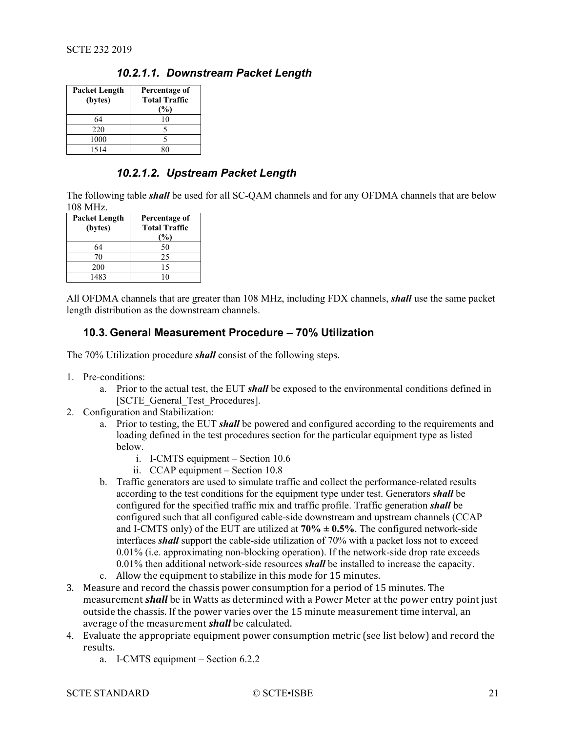#### 10.2.1.1. Downstream Packet Length

| Packet Length (bytes) | Percentage of Total Traffic (%) |
|---|---|
| 64 | 10 |
| 220 | 5 |
| 1000 | 5 |
| 1514 | 80 |

#### 10.2.1.2. Upstream Packet Length

The following table ***shall*** be used for all SC-QAM channels and for any OFDMA channels that are below 108 MHz.

| Packet Length (bytes) | Percentage of Total Traffic (%) |
|---|---|
| 64 | 50 |
| 70 | 25 |
| 200 | 15 |
| 1483 | 10 |

All OFDMA channels that are greater than 108 MHz, including FDX channels, ***shall*** use the same packet length distribution as the downstream channels.

### 10.3. General Measurement Procedure – 70% Utilization

The 70% Utilization procedure ***shall*** consist of the following steps.

1. Pre-conditions:
    a. Prior to the actual test, the EUT ***shall*** be exposed to the environmental conditions defined in [SCTE_General_Test_Procedures].
2. Configuration and Stabilization:
    a. Prior to testing, the EUT ***shall*** be powered and configured according to the requirements and loading defined in the test procedures section for the particular equipment type as listed below.
        i. I-CMTS equipment – Section 10.6
        ii. CCAP equipment – Section 10.8
    b. Traffic generators are used to simulate traffic and collect the performance-related results according to the test conditions for the equipment type under test. Generators ***shall*** be configured for the specified traffic mix and traffic profile. Traffic generation ***shall*** be configured such that all configured cable-side downstream and upstream channels (CCAP and I-CMTS only) of the EUT are utilized at **70% ± 0.5%**. The configured network-side interfaces ***shall*** support the cable-side utilization of 70% with a packet loss not to exceed 0.01% (i.e. approximating non-blocking operation). If the network-side drop rate exceeds 0.01% then additional network-side resources ***shall*** be installed to increase the capacity.
    c. Allow the equipment to stabilize in this mode for 15 minutes.
3. Measure and record the chassis power consumption for a period of 15 minutes. The measurement ***shall*** be in Watts as determined with a Power Meter at the power entry point just outside the chassis. If the power varies over the 15 minute measurement time interval, an average of the measurement ***shall*** be calculated.
4. Evaluate the appropriate equipment power consumption metric (see list below) and record the results.
    a. I-CMTS equipment – Section 6.2.2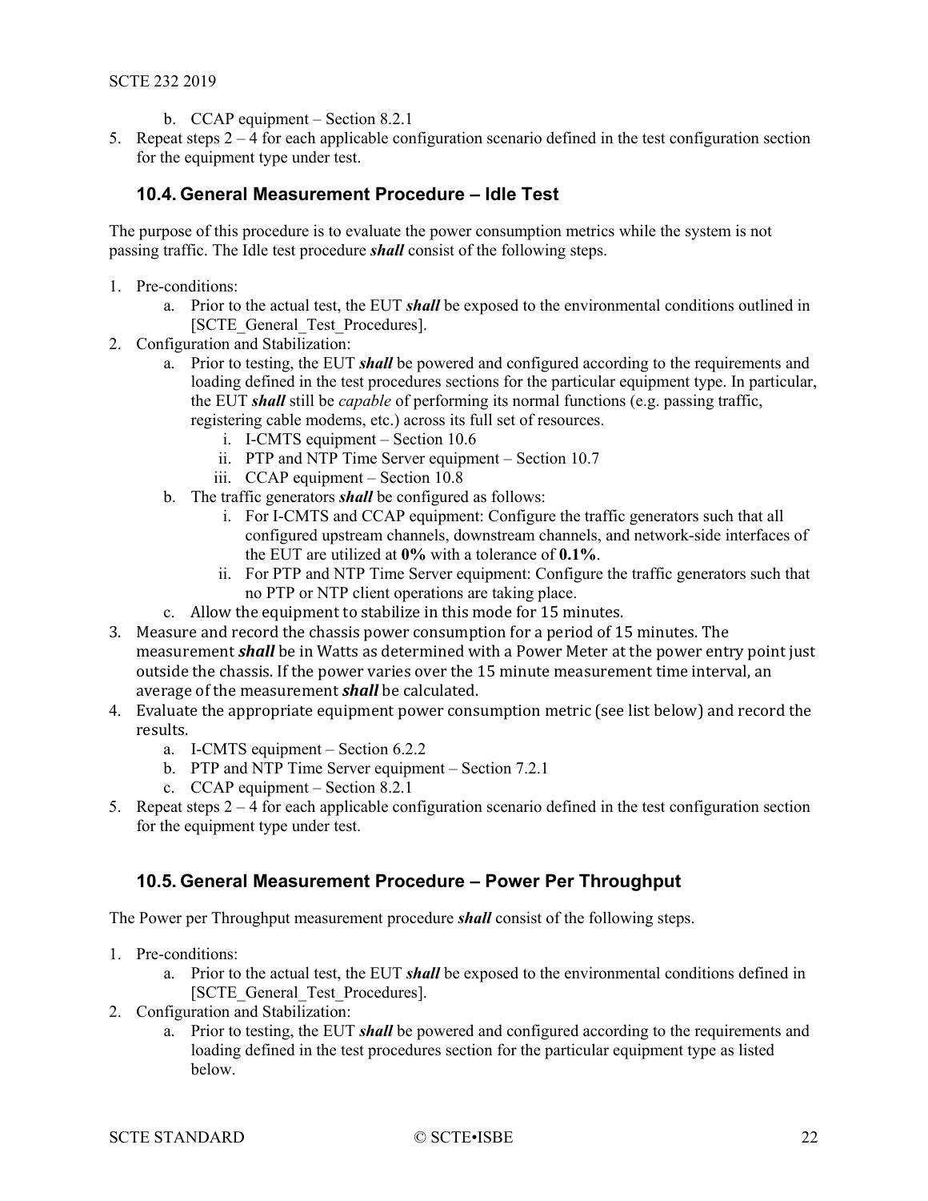b. CCAP equipment – Section 8.2.1
5. Repeat steps 2 – 4 for each applicable configuration scenario defined in the test configuration section for the equipment type under test.

## 10.4. General Measurement Procedure – Idle Test

The purpose of this procedure is to evaluate the power consumption metrics while the system is not passing traffic. The Idle test procedure ***shall*** consist of the following steps.

1. Pre-conditions:
   a. Prior to the actual test, the EUT ***shall*** be exposed to the environmental conditions outlined in [SCTE_General_Test_Procedures].
2. Configuration and Stabilization:
   a. Prior to testing, the EUT ***shall*** be powered and configured according to the requirements and loading defined in the test procedures sections for the particular equipment type. In particular, the EUT ***shall*** still be *capable* of performing its normal functions (e.g. passing traffic, registering cable modems, etc.) across its full set of resources.
      i. I-CMTS equipment – Section 10.6
      ii. PTP and NTP Time Server equipment – Section 10.7
      iii. CCAP equipment – Section 10.8
   b. The traffic generators ***shall*** be configured as follows:
      i. For I-CMTS and CCAP equipment: Configure the traffic generators such that all configured upstream channels, downstream channels, and network-side interfaces of the EUT are utilized at **0%** with a tolerance of **0.1%**.
      ii. For PTP and NTP Time Server equipment: Configure the traffic generators such that no PTP or NTP client operations are taking place.
   c. Allow the equipment to stabilize in this mode for 15 minutes.
3. Measure and record the chassis power consumption for a period of 15 minutes. The measurement ***shall*** be in Watts as determined with a Power Meter at the power entry point just outside the chassis. If the power varies over the 15 minute measurement time interval, an average of the measurement ***shall*** be calculated.
4. Evaluate the appropriate equipment power consumption metric (see list below) and record the results.
   a. I-CMTS equipment – Section 6.2.2
   b. PTP and NTP Time Server equipment – Section 7.2.1
   c. CCAP equipment – Section 8.2.1
5. Repeat steps 2 – 4 for each applicable configuration scenario defined in the test configuration section for the equipment type under test.

## 10.5. General Measurement Procedure – Power Per Throughput

The Power per Throughput measurement procedure ***shall*** consist of the following steps.

1. Pre-conditions:
   a. Prior to the actual test, the EUT ***shall*** be exposed to the environmental conditions defined in [SCTE_General_Test_Procedures].
2. Configuration and Stabilization:
   a. Prior to testing, the EUT ***shall*** be powered and configured according to the requirements and loading defined in the test procedures section for the particular equipment type as listed below.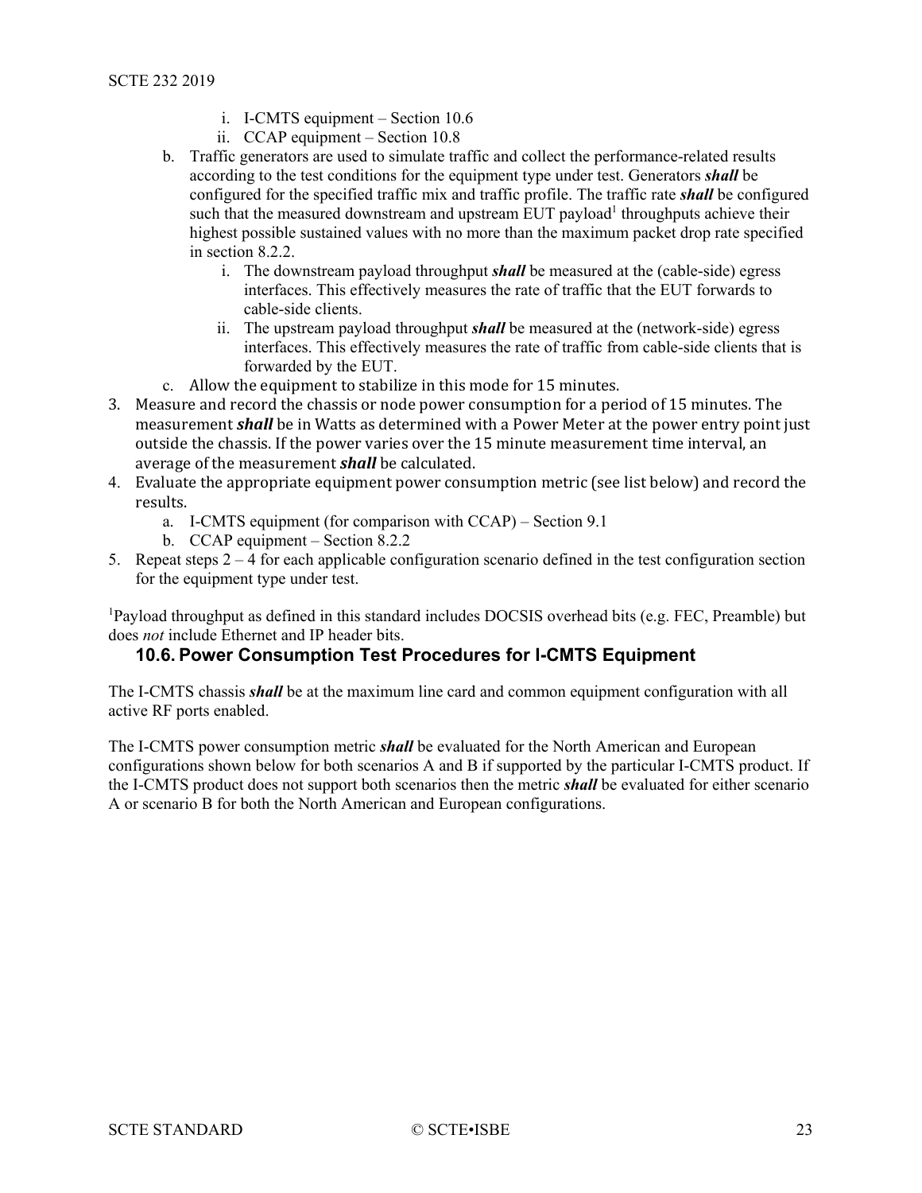i. I-CMTS equipment – Section 10.6
   ii. CCAP equipment – Section 10.8

b. Traffic generators are used to simulate traffic and collect the performance-related results according to the test conditions for the equipment type under test. Generators ***shall*** be configured for the specified traffic mix and traffic profile. The traffic rate ***shall*** be configured such that the measured downstream and upstream EUT payload[1] throughputs achieve their highest possible sustained values with no more than the maximum packet drop rate specified in section 8.2.2.
   i. The downstream payload throughput ***shall*** be measured at the (cable-side) egress interfaces. This effectively measures the rate of traffic that the EUT forwards to cable-side clients.
   ii. The upstream payload throughput ***shall*** be measured at the (network-side) egress interfaces. This effectively measures the rate of traffic from cable-side clients that is forwarded by the EUT.

c. Allow the equipment to stabilize in this mode for 15 minutes.

3. Measure and record the chassis or node power consumption for a period of 15 minutes. The measurement ***shall*** be in Watts as determined with a Power Meter at the power entry point just outside the chassis. If the power varies over the 15 minute measurement time interval, an average of the measurement ***shall*** be calculated.
4. Evaluate the appropriate equipment power consumption metric (see list below) and record the results.
   a. I-CMTS equipment (for comparison with CCAP) – Section 9.1
   b. CCAP equipment – Section 8.2.2
5. Repeat steps 2 – 4 for each applicable configuration scenario defined in the test configuration section for the equipment type under test.

[1]Payload throughput as defined in this standard includes DOCSIS overhead bits (e.g. FEC, Preamble) but does *not* include Ethernet and IP header bits.

## 10.6. Power Consumption Test Procedures for I-CMTS Equipment

The I-CMTS chassis ***shall*** be at the maximum line card and common equipment configuration with all active RF ports enabled.

The I-CMTS power consumption metric ***shall*** be evaluated for the North American and European configurations shown below for both scenarios A and B if supported by the particular I-CMTS product. If the I-CMTS product does not support both scenarios then the metric ***shall*** be evaluated for either scenario A or scenario B for both the North American and European configurations.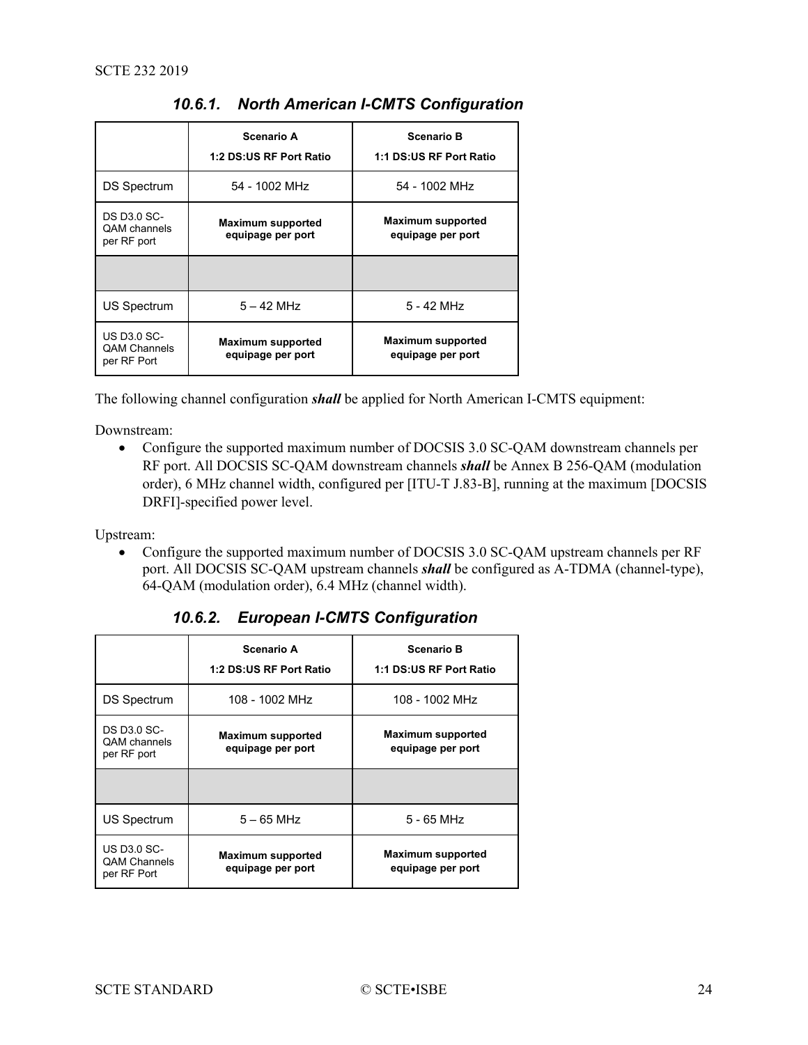### 10.6.1. North American I-CMTS Configuration

| | **Scenario A**<br>**1:2 DS:US RF Port Ratio** | **Scenario B**<br>**1:1 DS:US RF Port Ratio** |
|---|---|---|
| DS Spectrum | 54 - 1002 MHz | 54 - 1002 MHz |
| DS D3.0 SC-QAM channels per RF port | **Maximum supported equipage per port** | **Maximum supported equipage per port** |
| | | |
| US Spectrum | 5 – 42 MHz | 5 - 42 MHz |
| US D3.0 SC-QAM Channels per RF Port | **Maximum supported equipage per port** | **Maximum supported equipage per port** |

The following channel configuration ***shall*** be applied for North American I-CMTS equipment:

Downstream:

- Configure the supported maximum number of DOCSIS 3.0 SC-QAM downstream channels per RF port. All DOCSIS SC-QAM downstream channels ***shall*** be Annex B 256-QAM (modulation order), 6 MHz channel width, configured per [ITU-T J.83-B], running at the maximum [DOCSIS DRFI]-specified power level.

Upstream:

- Configure the supported maximum number of DOCSIS 3.0 SC-QAM upstream channels per RF port. All DOCSIS SC-QAM upstream channels ***shall*** be configured as A-TDMA (channel-type), 64-QAM (modulation order), 6.4 MHz (channel width).

### 10.6.2. European I-CMTS Configuration

| | **Scenario A**<br>**1:2 DS:US RF Port Ratio** | **Scenario B**<br>**1:1 DS:US RF Port Ratio** |
|---|---|---|
| DS Spectrum | 108 - 1002 MHz | 108 - 1002 MHz |
| DS D3.0 SC-QAM channels per RF port | **Maximum supported equipage per port** | **Maximum supported equipage per port** |
| | | |
| US Spectrum | 5 – 65 MHz | 5 - 65 MHz |
| US D3.0 SC-QAM Channels per RF Port | **Maximum supported equipage per port** | **Maximum supported equipage per port** |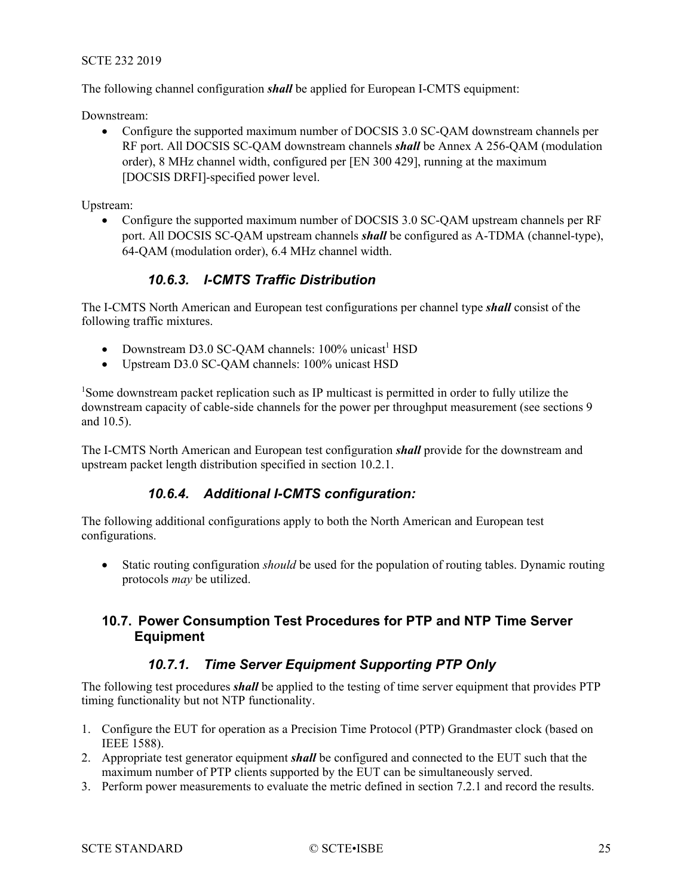The following channel configuration ***shall*** be applied for European I-CMTS equipment:

Downstream:

- Configure the supported maximum number of DOCSIS 3.0 SC-QAM downstream channels per RF port. All DOCSIS SC-QAM downstream channels ***shall*** be Annex A 256-QAM (modulation order), 8 MHz channel width, configured per [EN 300 429], running at the maximum [DOCSIS DRFI]-specified power level.

Upstream:

- Configure the supported maximum number of DOCSIS 3.0 SC-QAM upstream channels per RF port. All DOCSIS SC-QAM upstream channels ***shall*** be configured as A-TDMA (channel-type), 64-QAM (modulation order), 6.4 MHz channel width.

### 10.6.3. I-CMTS Traffic Distribution

The I-CMTS North American and European test configurations per channel type ***shall*** consist of the following traffic mixtures.

- Downstream D3.0 SC-QAM channels: 100% unicast[1] HSD
- Upstream D3.0 SC-QAM channels: 100% unicast HSD

[1]Some downstream packet replication such as IP multicast is permitted in order to fully utilize the downstream capacity of cable-side channels for the power per throughput measurement (see sections 9 and 10.5).

The I-CMTS North American and European test configuration ***shall*** provide for the downstream and upstream packet length distribution specified in section 10.2.1.

### 10.6.4. Additional I-CMTS configuration:

The following additional configurations apply to both the North American and European test configurations.

- Static routing configuration *should* be used for the population of routing tables. Dynamic routing protocols *may* be utilized.

## 10.7. Power Consumption Test Procedures for PTP and NTP Time Server Equipment

### 10.7.1. Time Server Equipment Supporting PTP Only

The following test procedures ***shall*** be applied to the testing of time server equipment that provides PTP timing functionality but not NTP functionality.

1. Configure the EUT for operation as a Precision Time Protocol (PTP) Grandmaster clock (based on IEEE 1588).
2. Appropriate test generator equipment ***shall*** be configured and connected to the EUT such that the maximum number of PTP clients supported by the EUT can be simultaneously served.
3. Perform power measurements to evaluate the metric defined in section 7.2.1 and record the results.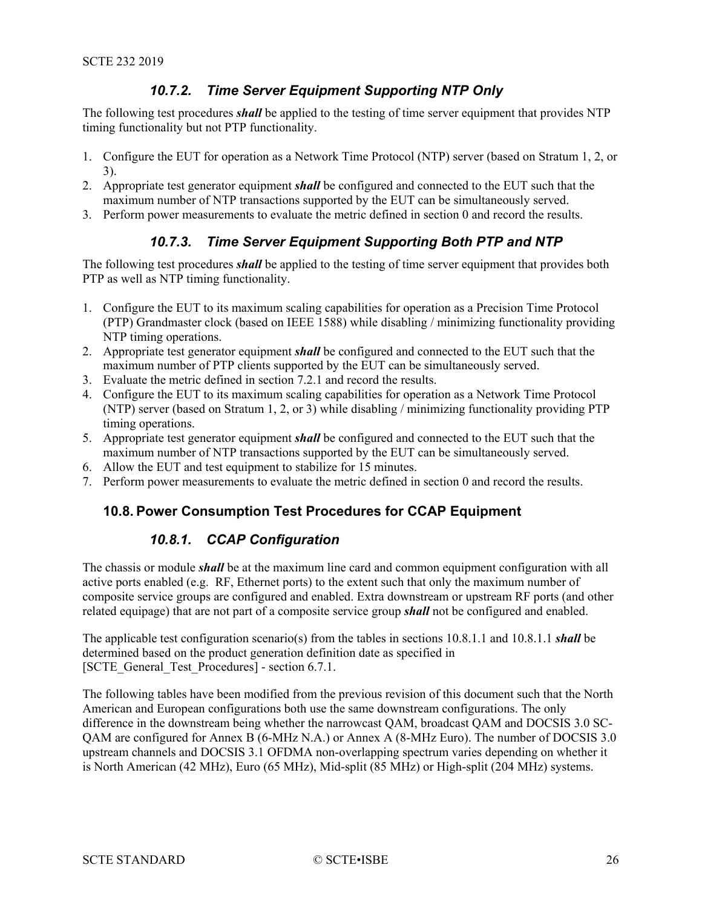### 10.7.2. *Time Server Equipment Supporting NTP Only*

The following test procedures ***shall*** be applied to the testing of time server equipment that provides NTP timing functionality but not PTP functionality.

1. Configure the EUT for operation as a Network Time Protocol (NTP) server (based on Stratum 1, 2, or 3).
2. Appropriate test generator equipment ***shall*** be configured and connected to the EUT such that the maximum number of NTP transactions supported by the EUT can be simultaneously served.
3. Perform power measurements to evaluate the metric defined in section 0 and record the results.

### 10.7.3. *Time Server Equipment Supporting Both PTP and NTP*

The following test procedures ***shall*** be applied to the testing of time server equipment that provides both PTP as well as NTP timing functionality.

1. Configure the EUT to its maximum scaling capabilities for operation as a Precision Time Protocol (PTP) Grandmaster clock (based on IEEE 1588) while disabling / minimizing functionality providing NTP timing operations.
2. Appropriate test generator equipment ***shall*** be configured and connected to the EUT such that the maximum number of PTP clients supported by the EUT can be simultaneously served.
3. Evaluate the metric defined in section 7.2.1 and record the results.
4. Configure the EUT to its maximum scaling capabilities for operation as a Network Time Protocol (NTP) server (based on Stratum 1, 2, or 3) while disabling / minimizing functionality providing PTP timing operations.
5. Appropriate test generator equipment ***shall*** be configured and connected to the EUT such that the maximum number of NTP transactions supported by the EUT can be simultaneously served.
6. Allow the EUT and test equipment to stabilize for 15 minutes.
7. Perform power measurements to evaluate the metric defined in section 0 and record the results.

## 10.8. Power Consumption Test Procedures for CCAP Equipment

### 10.8.1. *CCAP Configuration*

The chassis or module ***shall*** be at the maximum line card and common equipment configuration with all active ports enabled (e.g. RF, Ethernet ports) to the extent such that only the maximum number of composite service groups are configured and enabled. Extra downstream or upstream RF ports (and other related equipage) that are not part of a composite service group ***shall*** not be configured and enabled.

The applicable test configuration scenario(s) from the tables in sections 10.8.1.1 and 10.8.1.1 ***shall*** be determined based on the product generation definition date as specified in [SCTE_General_Test_Procedures] - section 6.7.1.

The following tables have been modified from the previous revision of this document such that the North American and European configurations both use the same downstream configurations. The only difference in the downstream being whether the narrowcast QAM, broadcast QAM and DOCSIS 3.0 SC-QAM are configured for Annex B (6-MHz N.A.) or Annex A (8-MHz Euro). The number of DOCSIS 3.0 upstream channels and DOCSIS 3.1 OFDMA non-overlapping spectrum varies depending on whether it is North American (42 MHz), Euro (65 MHz), Mid-split (85 MHz) or High-split (204 MHz) systems.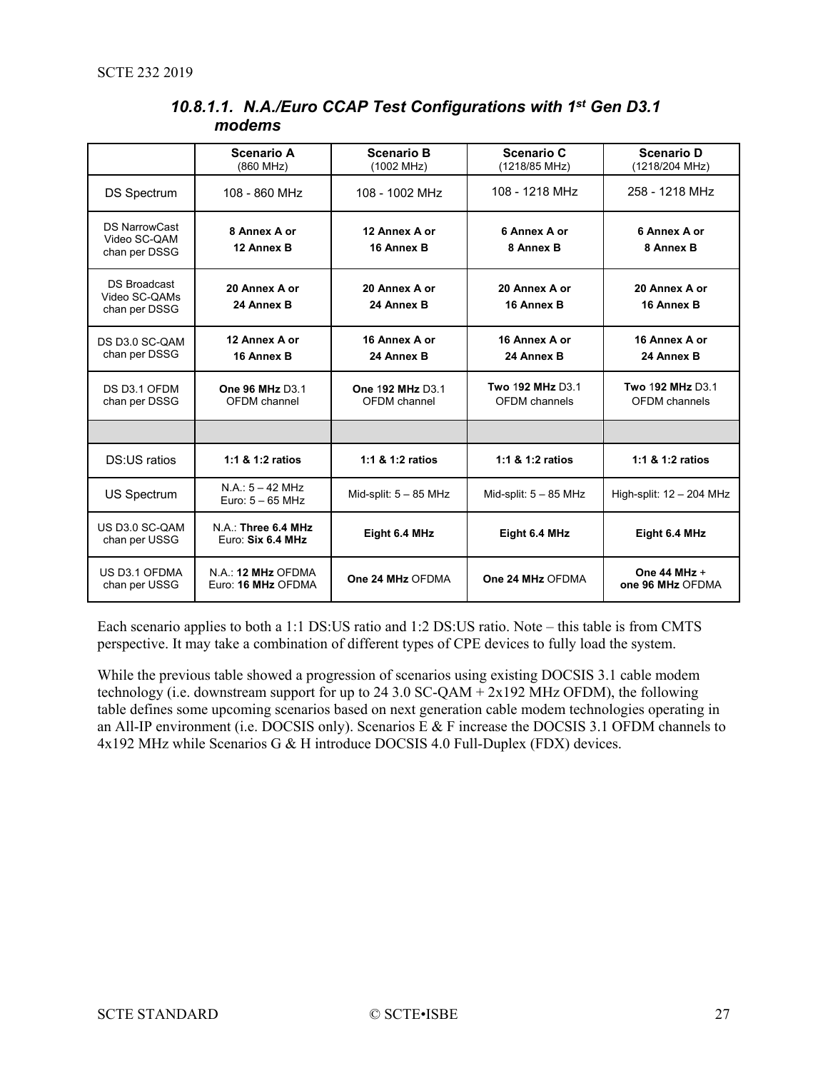#### 10.8.1.1. N.A./Euro CCAP Test Configurations with 1st Gen D3.1 modems

| | **Scenario A** (860 MHz) | **Scenario B** (1002 MHz) | **Scenario C** (1218/85 MHz) | **Scenario D** (1218/204 MHz) |
|---|---|---|---|---|
| DS Spectrum | 108 - 860 MHz | 108 - 1002 MHz | 108 - 1218 MHz | 258 - 1218 MHz |
| DS NarrowCast Video SC-QAM chan per DSSG | **8 Annex A or 12 Annex B** | **12 Annex A or 16 Annex B** | **6 Annex A or 8 Annex B** | **6 Annex A or 8 Annex B** |
| DS Broadcast Video SC-QAMs chan per DSSG | **20 Annex A or 24 Annex B** | **20 Annex A or 24 Annex B** | **20 Annex A or 16 Annex B** | **20 Annex A or 16 Annex B** |
| DS D3.0 SC-QAM chan per DSSG | **12 Annex A or 16 Annex B** | **16 Annex A or 24 Annex B** | **16 Annex A or 24 Annex B** | **16 Annex A or 24 Annex B** |
| DS D3.1 OFDM chan per DSSG | **One 96 MHz** D3.1 OFDM channel | **One 192 MHz** D3.1 OFDM channel | **Two 192 MHz** D3.1 OFDM channels | **Two 192 MHz** D3.1 OFDM channels |
| | | | | |
| DS:US ratios | **1:1 & 1:2 ratios** | **1:1 & 1:2 ratios** | **1:1 & 1:2 ratios** | **1:1 & 1:2 ratios** |
| US Spectrum | N.A.: 5 – 42 MHz Euro: 5 – 65 MHz | Mid-split: 5 – 85 MHz | Mid-split: 5 – 85 MHz | High-split: 12 – 204 MHz |
| US D3.0 SC-QAM chan per USSG | N.A.: **Three 6.4 MHz** Euro: **Six 6.4 MHz** | **Eight 6.4 MHz** | **Eight 6.4 MHz** | **Eight 6.4 MHz** |
| US D3.1 OFDMA chan per USSG | N.A.: **12 MHz** OFDMA Euro: **16 MHz** OFDMA | **One 24 MHz** OFDMA | **One 24 MHz** OFDMA | **One 44 MHz** + **one 96 MHz** OFDMA |

Each scenario applies to both a 1:1 DS:US ratio and 1:2 DS:US ratio. Note – this table is from CMTS perspective. It may take a combination of different types of CPE devices to fully load the system.

While the previous table showed a progression of scenarios using existing DOCSIS 3.1 cable modem technology (i.e. downstream support for up to 24 3.0 SC-QAM + 2x192 MHz OFDM), the following table defines some upcoming scenarios based on next generation cable modem technologies operating in an All-IP environment (i.e. DOCSIS only). Scenarios E & F increase the DOCSIS 3.1 OFDM channels to 4x192 MHz while Scenarios G & H introduce DOCSIS 4.0 Full-Duplex (FDX) devices.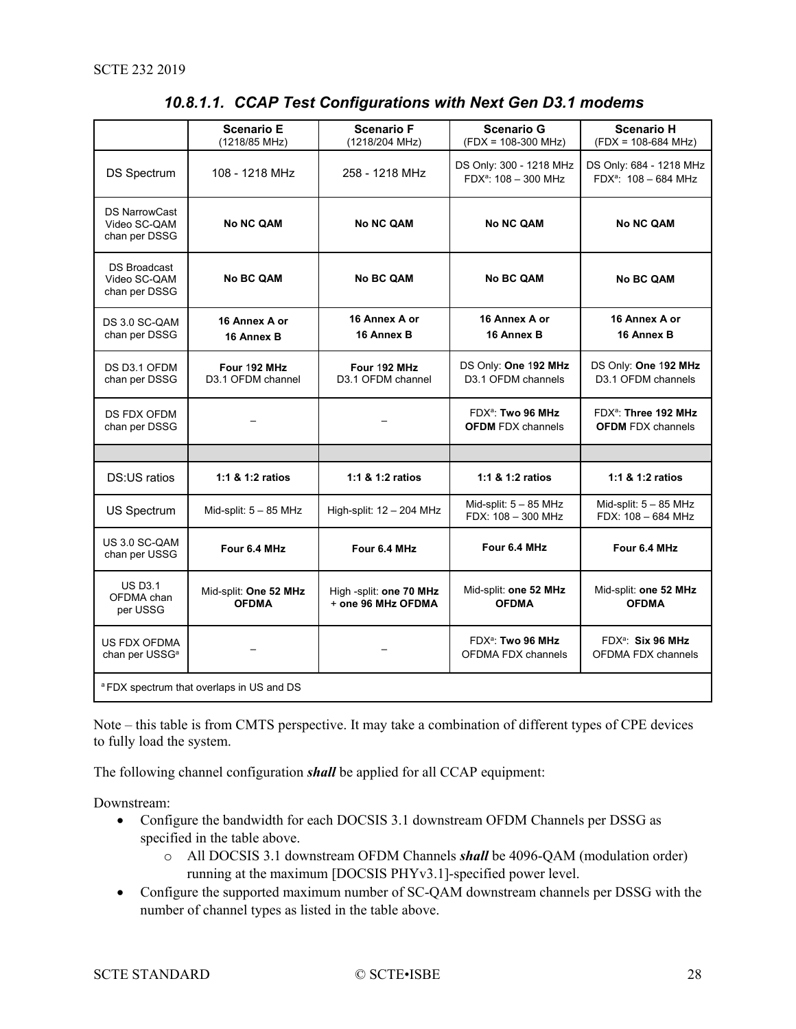#### 10.8.1.1. CCAP Test Configurations with Next Gen D3.1 modems

| | **Scenario E** (1218/85 MHz) | **Scenario F** (1218/204 MHz) | **Scenario G** (FDX = 108-300 MHz) | **Scenario H** (FDX = 108-684 MHz) |
|---|---|---|---|---|
| DS Spectrum | 108 - 1218 MHz | 258 - 1218 MHz | DS Only: 300 - 1218 MHz<br>FDX[a]: 108 – 300 MHz | DS Only: 684 - 1218 MHz<br>FDX[a]: 108 – 684 MHz |
| DS NarrowCast Video SC-QAM chan per DSSG | **No NC QAM** | **No NC QAM** | **No NC QAM** | **No NC QAM** |
| DS Broadcast Video SC-QAM chan per DSSG | **No BC QAM** | **No BC QAM** | **No BC QAM** | **No BC QAM** |
| DS 3.0 SC-QAM chan per DSSG | **16 Annex A or 16 Annex B** | **16 Annex A or 16 Annex B** | **16 Annex A or 16 Annex B** | **16 Annex A or 16 Annex B** |
| DS D3.1 OFDM chan per DSSG | **Four** 1**92 MHz** D3.1 OFDM channel | **Four** 1**92 MHz** D3.1 OFDM channel | DS Only: **One** 1**92 MHz** D3.1 OFDM channels | DS Only: **One** 1**92 MHz** D3.1 OFDM channels |
| DS FDX OFDM chan per DSSG | – | – | FDX[a]: **Two 96 MHz OFDM** FDX channels | FDX[a]: **Three 192 MHz OFDM** FDX channels |
| | | | | |
| DS:US ratios | **1:1 & 1:2 ratios** | **1:1 & 1:2 ratios** | **1:1 & 1:2 ratios** | **1:1 & 1:2 ratios** |
| US Spectrum | Mid-split: 5 – 85 MHz | High-split: 12 – 204 MHz | Mid-split: 5 – 85 MHz<br>FDX: 108 – 300 MHz | Mid-split: 5 – 85 MHz<br>FDX: 108 – 684 MHz |
| US 3.0 SC-QAM chan per USSG | **Four 6.4 MHz** | **Four 6.4 MHz** | **Four 6.4 MHz** | **Four 6.4 MHz** |
| US D3.1 OFDMA chan per USSG | Mid-split: **One 52 MHz OFDMA** | High -split: **one 70 MHz + one 96 MHz OFDMA** | Mid-split: **one 52 MHz OFDMA** | Mid-split: **one 52 MHz OFDMA** |
| US FDX OFDMA chan per USSG[a] | – | – | FDX[a]: **Two 96 MHz** OFDMA FDX channels | FDX[a]: **Six 96 MHz** OFDMA FDX channels |

[a] FDX spectrum that overlaps in US and DS

Note – this table is from CMTS perspective. It may take a combination of different types of CPE devices to fully load the system.

The following channel configuration ***shall*** be applied for all CCAP equipment:

Downstream:

- Configure the bandwidth for each DOCSIS 3.1 downstream OFDM Channels per DSSG as specified in the table above.
  - All DOCSIS 3.1 downstream OFDM Channels ***shall*** be 4096-QAM (modulation order) running at the maximum [DOCSIS PHYv3.1]-specified power level.
- Configure the supported maximum number of SC-QAM downstream channels per DSSG with the number of channel types as listed in the table above.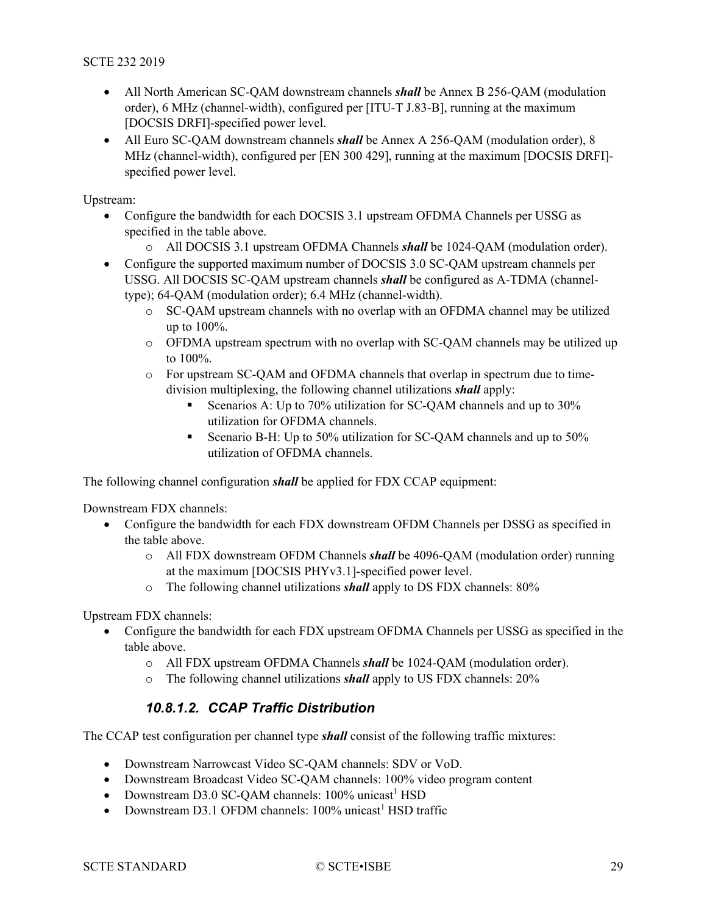- All North American SC-QAM downstream channels ***shall*** be Annex B 256-QAM (modulation order), 6 MHz (channel-width), configured per [ITU-T J.83-B], running at the maximum [DOCSIS DRFI]-specified power level.
- All Euro SC-QAM downstream channels ***shall*** be Annex A 256-QAM (modulation order), 8 MHz (channel-width), configured per [EN 300 429], running at the maximum [DOCSIS DRFI]-specified power level.

Upstream:

- Configure the bandwidth for each DOCSIS 3.1 upstream OFDMA Channels per USSG as specified in the table above.
  - All DOCSIS 3.1 upstream OFDMA Channels ***shall*** be 1024-QAM (modulation order).
- Configure the supported maximum number of DOCSIS 3.0 SC-QAM upstream channels per USSG. All DOCSIS SC-QAM upstream channels ***shall*** be configured as A-TDMA (channel-type); 64-QAM (modulation order); 6.4 MHz (channel-width).
  - SC-QAM upstream channels with no overlap with an OFDMA channel may be utilized up to 100%.
  - OFDMA upstream spectrum with no overlap with SC-QAM channels may be utilized up to 100%.
  - For upstream SC-QAM and OFDMA channels that overlap in spectrum due to time-division multiplexing, the following channel utilizations ***shall*** apply:
    - Scenarios A: Up to 70% utilization for SC-QAM channels and up to 30% utilization for OFDMA channels.
    - Scenario B-H: Up to 50% utilization for SC-QAM channels and up to 50% utilization of OFDMA channels.

The following channel configuration ***shall*** be applied for FDX CCAP equipment:

Downstream FDX channels:

- Configure the bandwidth for each FDX downstream OFDM Channels per DSSG as specified in the table above.
  - All FDX downstream OFDM Channels ***shall*** be 4096-QAM (modulation order) running at the maximum [DOCSIS PHYv3.1]-specified power level.
  - The following channel utilizations ***shall*** apply to DS FDX channels: 80%

Upstream FDX channels:

- Configure the bandwidth for each FDX upstream OFDMA Channels per USSG as specified in the table above.
  - All FDX upstream OFDMA Channels ***shall*** be 1024-QAM (modulation order).
  - The following channel utilizations ***shall*** apply to US FDX channels: 20%

#### 10.8.1.2. CCAP Traffic Distribution

The CCAP test configuration per channel type ***shall*** consist of the following traffic mixtures:

- Downstream Narrowcast Video SC-QAM channels: SDV or VoD.
- Downstream Broadcast Video SC-QAM channels: 100% video program content
- Downstream D3.0 SC-QAM channels: 100% unicast[1] HSD
- Downstream D3.1 OFDM channels: 100% unicast[1] HSD traffic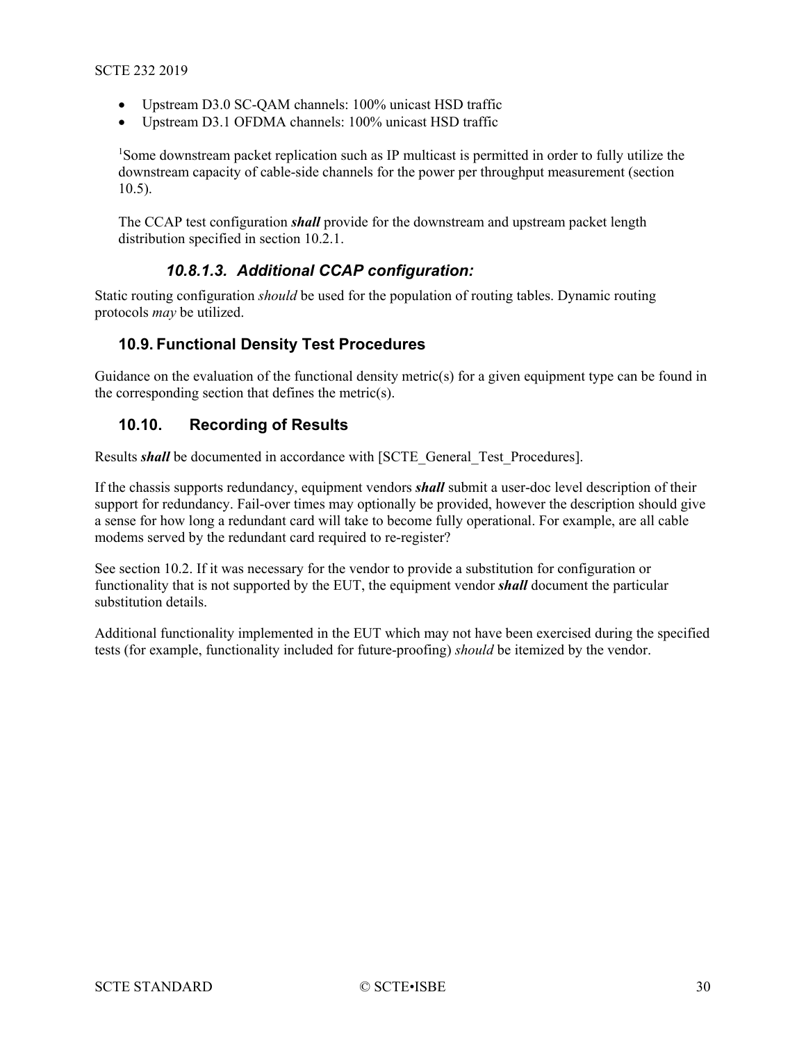- Upstream D3.0 SC-QAM channels: 100% unicast HSD traffic
- Upstream D3.1 OFDMA channels: 100% unicast HSD traffic

[1]Some downstream packet replication such as IP multicast is permitted in order to fully utilize the downstream capacity of cable-side channels for the power per throughput measurement (section 10.5).

The CCAP test configuration ***shall*** provide for the downstream and upstream packet length distribution specified in section 10.2.1.

#### 10.8.1.3. Additional CCAP configuration:

Static routing configuration *should* be used for the population of routing tables. Dynamic routing protocols *may* be utilized.

### 10.9. Functional Density Test Procedures

Guidance on the evaluation of the functional density metric(s) for a given equipment type can be found in the corresponding section that defines the metric(s).

### 10.10. Recording of Results

Results ***shall*** be documented in accordance with [SCTE_General_Test_Procedures].

If the chassis supports redundancy, equipment vendors ***shall*** submit a user-doc level description of their support for redundancy. Fail-over times may optionally be provided, however the description should give a sense for how long a redundant card will take to become fully operational. For example, are all cable modems served by the redundant card required to re-register?

See section 10.2. If it was necessary for the vendor to provide a substitution for configuration or functionality that is not supported by the EUT, the equipment vendor ***shall*** document the particular substitution details.

Additional functionality implemented in the EUT which may not have been exercised during the specified tests (for example, functionality included for future-proofing) *should* be itemized by the vendor.